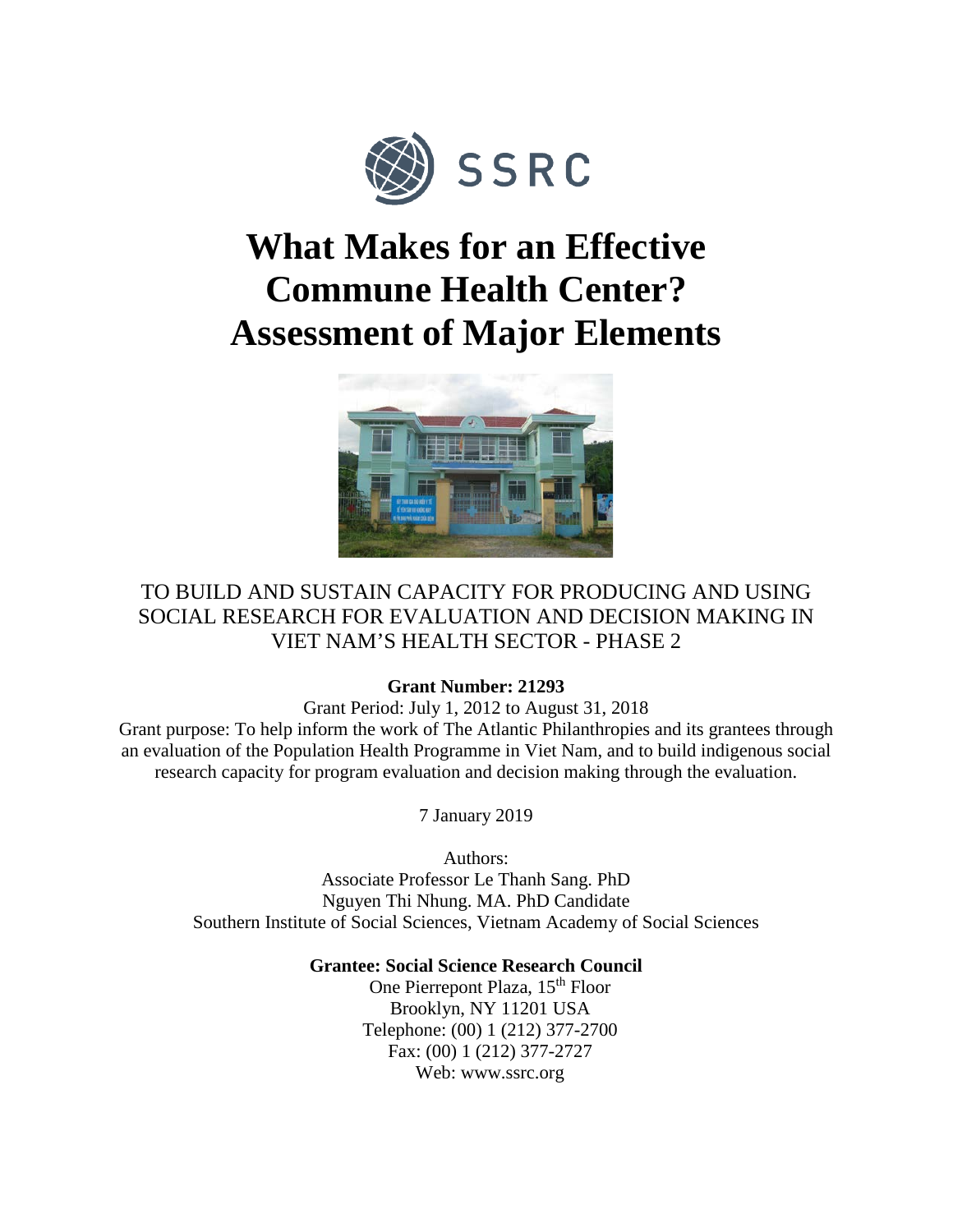SSRC

# What Makes for an Effective Commune Health Center? Assessment of Major Elements

TO BUILD AND SUSTAIN CAPACITY FOR PRODUCING AND USING SOCIAL RESEARCH FOR EVALUATION AND DECISION MAKING IN VIET NAM'S HEALTH SECTOR - PHASE 2

**Grant Number: 21293**

Grant Period: July 1, 2012 to August 31, 2018

Grant purpose: To help inform the work of The Atlantic Philanthropies and its grantees through an evaluation of the Population Health Programme in Viet Nam, and to build indigenous social research capacity for program evaluation and decision making through the evaluation.

7 January 2019

Authors:
Associate Professor Le Thanh Sang. PhD
Nguyen Thi Nhung. MA. PhD Candidate
Southern Institute of Social Sciences, Vietnam Academy of Social Sciences

**Grantee: Social Science Research Council**

One Pierrepont Plaza, 15th Floor
Brooklyn, NY 11201 USA
Telephone: (00) 1 (212) 377-2700
Fax: (00) 1 (212) 377-2727
Web: www.ssrc.org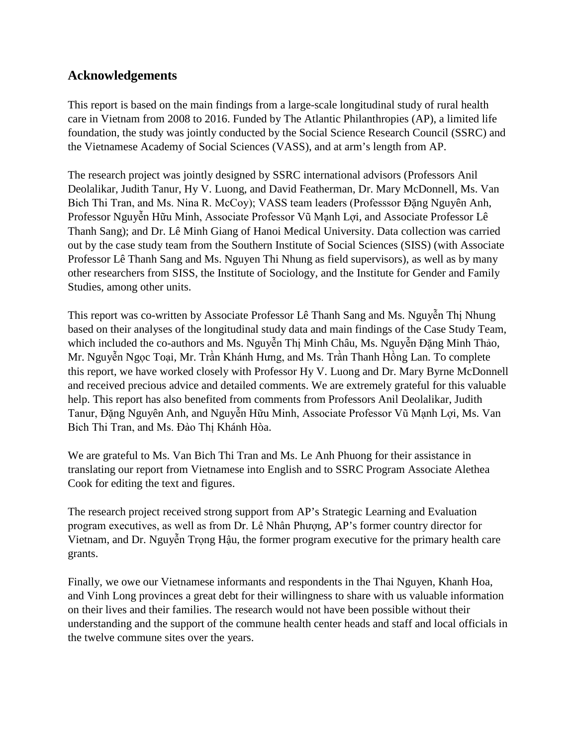## Acknowledgements

This report is based on the main findings from a large-scale longitudinal study of rural health care in Vietnam from 2008 to 2016. Funded by The Atlantic Philanthropies (AP), a limited life foundation, the study was jointly conducted by the Social Science Research Council (SSRC) and the Vietnamese Academy of Social Sciences (VASS), and at arm's length from AP.

The research project was jointly designed by SSRC international advisors (Professors Anil Deolalikar, Judith Tanur, Hy V. Luong, and David Featherman, Dr. Mary McDonnell, Ms. Van Bich Thi Tran, and Ms. Nina R. McCoy); VASS team leaders (Professsor Đặng Nguyên Anh, Professor Nguyễn Hữu Minh, Associate Professor Vũ Mạnh Lợi, and Associate Professor Lê Thanh Sang); and Dr. Lê Minh Giang of Hanoi Medical University. Data collection was carried out by the case study team from the Southern Institute of Social Sciences (SISS) (with Associate Professor Lê Thanh Sang and Ms. Nguyen Thi Nhung as field supervisors), as well as by many other researchers from SISS, the Institute of Sociology, and the Institute for Gender and Family Studies, among other units.

This report was co-written by Associate Professor Lê Thanh Sang and Ms. Nguyễn Thị Nhung based on their analyses of the longitudinal study data and main findings of the Case Study Team, which included the co-authors and Ms. Nguyễn Thị Minh Châu, Ms. Nguyễn Đặng Minh Thảo, Mr. Nguyễn Ngọc Toại, Mr. Trần Khánh Hưng, and Ms. Trần Thanh Hồng Lan. To complete this report, we have worked closely with Professor Hy V. Luong and Dr. Mary Byrne McDonnell and received precious advice and detailed comments. We are extremely grateful for this valuable help. This report has also benefited from comments from Professors Anil Deolalikar, Judith Tanur, Đặng Nguyên Anh, and Nguyễn Hữu Minh, Associate Professor Vũ Mạnh Lợi, Ms. Van Bich Thi Tran, and Ms. Đào Thị Khánh Hòa.

We are grateful to Ms. Van Bich Thi Tran and Ms. Le Anh Phuong for their assistance in translating our report from Vietnamese into English and to SSRC Program Associate Alethea Cook for editing the text and figures.

The research project received strong support from AP's Strategic Learning and Evaluation program executives, as well as from Dr. Lê Nhân Phượng, AP's former country director for Vietnam, and Dr. Nguyễn Trọng Hậu, the former program executive for the primary health care grants.

Finally, we owe our Vietnamese informants and respondents in the Thai Nguyen, Khanh Hoa, and Vinh Long provinces a great debt for their willingness to share with us valuable information on their lives and their families. The research would not have been possible without their understanding and the support of the commune health center heads and staff and local officials in the twelve commune sites over the years.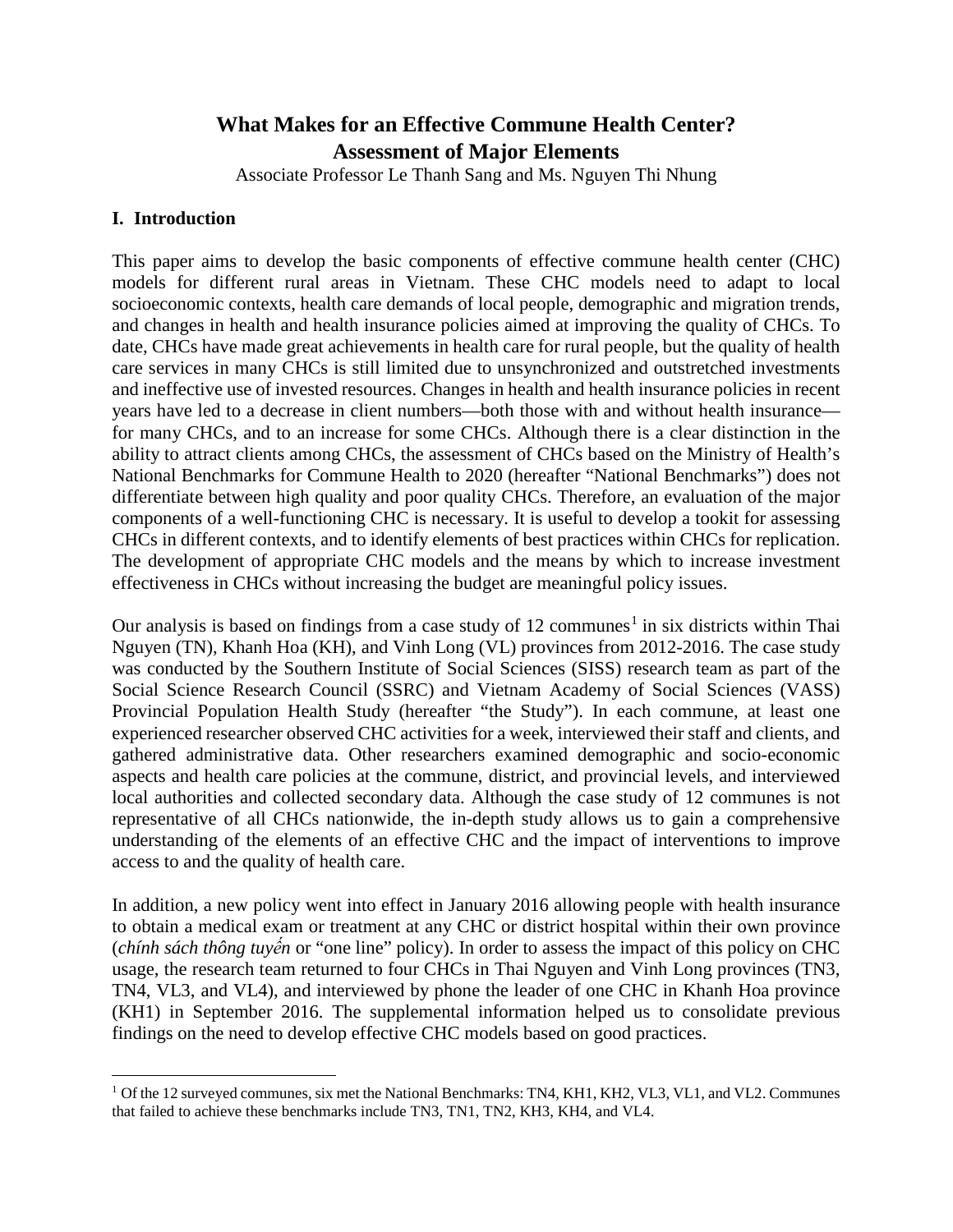# What Makes for an Effective Commune Health Center? Assessment of Major Elements

Associate Professor Le Thanh Sang and Ms. Nguyen Thi Nhung

## I. Introduction

This paper aims to develop the basic components of effective commune health center (CHC) models for different rural areas in Vietnam. These CHC models need to adapt to local socioeconomic contexts, health care demands of local people, demographic and migration trends, and changes in health and health insurance policies aimed at improving the quality of CHCs. To date, CHCs have made great achievements in health care for rural people, but the quality of health care services in many CHCs is still limited due to unsynchronized and outstretched investments and ineffective use of invested resources. Changes in health and health insurance policies in recent years have led to a decrease in client numbers—both those with and without health insurance—for many CHCs, and to an increase for some CHCs. Although there is a clear distinction in the ability to attract clients among CHCs, the assessment of CHCs based on the Ministry of Health's National Benchmarks for Commune Health to 2020 (hereafter "National Benchmarks") does not differentiate between high quality and poor quality CHCs. Therefore, an evaluation of the major components of a well-functioning CHC is necessary. It is useful to develop a tookit for assessing CHCs in different contexts, and to identify elements of best practices within CHCs for replication. The development of appropriate CHC models and the means by which to increase investment effectiveness in CHCs without increasing the budget are meaningful policy issues.

Our analysis is based on findings from a case study of 12 communes[1] in six districts within Thai Nguyen (TN), Khanh Hoa (KH), and Vinh Long (VL) provinces from 2012-2016. The case study was conducted by the Southern Institute of Social Sciences (SISS) research team as part of the Social Science Research Council (SSRC) and Vietnam Academy of Social Sciences (VASS) Provincial Population Health Study (hereafter "the Study"). In each commune, at least one experienced researcher observed CHC activities for a week, interviewed their staff and clients, and gathered administrative data. Other researchers examined demographic and socio-economic aspects and health care policies at the commune, district, and provincial levels, and interviewed local authorities and collected secondary data. Although the case study of 12 communes is not representative of all CHCs nationwide, the in-depth study allows us to gain a comprehensive understanding of the elements of an effective CHC and the impact of interventions to improve access to and the quality of health care.

In addition, a new policy went into effect in January 2016 allowing people with health insurance to obtain a medical exam or treatment at any CHC or district hospital within their own province (*chính sách thông tuyến* or "one line" policy). In order to assess the impact of this policy on CHC usage, the research team returned to four CHCs in Thai Nguyen and Vinh Long provinces (TN3, TN4, VL3, and VL4), and interviewed by phone the leader of one CHC in Khanh Hoa province (KH1) in September 2016. The supplemental information helped us to consolidate previous findings on the need to develop effective CHC models based on good practices.

---

[1] Of the 12 surveyed communes, six met the National Benchmarks: TN4, KH1, KH2, VL3, VL1, and VL2. Communes that failed to achieve these benchmarks include TN3, TN1, TN2, KH3, KH4, and VL4.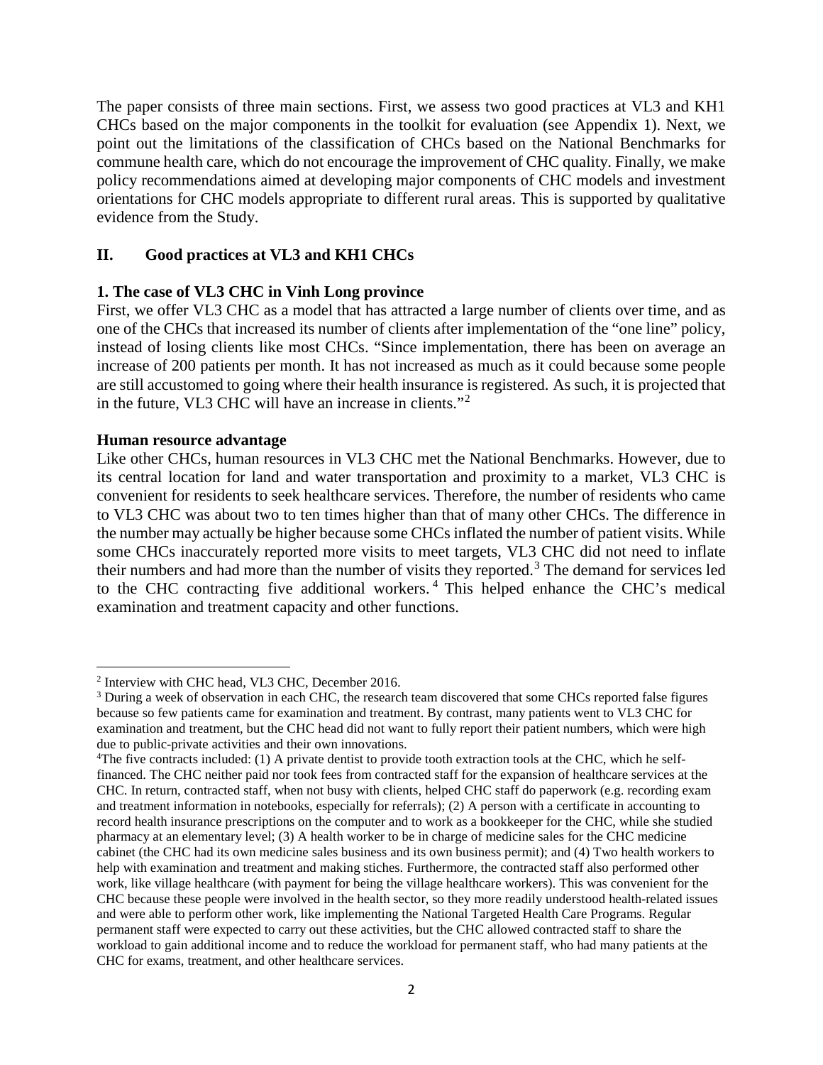The paper consists of three main sections. First, we assess two good practices at VL3 and KH1 CHCs based on the major components in the toolkit for evaluation (see Appendix 1). Next, we point out the limitations of the classification of CHCs based on the National Benchmarks for commune health care, which do not encourage the improvement of CHC quality. Finally, we make policy recommendations aimed at developing major components of CHC models and investment orientations for CHC models appropriate to different rural areas. This is supported by qualitative evidence from the Study.

## II. Good practices at VL3 and KH1 CHCs

### 1. The case of VL3 CHC in Vinh Long province

First, we offer VL3 CHC as a model that has attracted a large number of clients over time, and as one of the CHCs that increased its number of clients after implementation of the "one line" policy, instead of losing clients like most CHCs. "Since implementation, there has been on average an increase of 200 patients per month. It has not increased as much as it could because some people are still accustomed to going where their health insurance is registered. As such, it is projected that in the future, VL3 CHC will have an increase in clients."[2]

**Human resource advantage**

Like other CHCs, human resources in VL3 CHC met the National Benchmarks. However, due to its central location for land and water transportation and proximity to a market, VL3 CHC is convenient for residents to seek healthcare services. Therefore, the number of residents who came to VL3 CHC was about two to ten times higher than that of many other CHCs. The difference in the number may actually be higher because some CHCs inflated the number of patient visits. While some CHCs inaccurately reported more visits to meet targets, VL3 CHC did not need to inflate their numbers and had more than the number of visits they reported.[3] The demand for services led to the CHC contracting five additional workers.[4] This helped enhance the CHC's medical examination and treatment capacity and other functions.

---

[2] Interview with CHC head, VL3 CHC, December 2016.

[3] During a week of observation in each CHC, the research team discovered that some CHCs reported false figures because so few patients came for examination and treatment. By contrast, many patients went to VL3 CHC for examination and treatment, but the CHC head did not want to fully report their patient numbers, which were high due to public-private activities and their own innovations.

[4] The five contracts included: (1) A private dentist to provide tooth extraction tools at the CHC, which he self-financed. The CHC neither paid nor took fees from contracted staff for the expansion of healthcare services at the CHC. In return, contracted staff, when not busy with clients, helped CHC staff do paperwork (e.g. recording exam and treatment information in notebooks, especially for referrals); (2) A person with a certificate in accounting to record health insurance prescriptions on the computer and to work as a bookkeeper for the CHC, while she studied pharmacy at an elementary level; (3) A health worker to be in charge of medicine sales for the CHC medicine cabinet (the CHC had its own medicine sales business and its own business permit); and (4) Two health workers to help with examination and treatment and making stiches. Furthermore, the contracted staff also performed other work, like village healthcare (with payment for being the village healthcare workers). This was convenient for the CHC because these people were involved in the health sector, so they more readily understood health-related issues and were able to perform other work, like implementing the National Targeted Health Care Programs. Regular permanent staff were expected to carry out these activities, but the CHC allowed contracted staff to share the workload to gain additional income and to reduce the workload for permanent staff, who had many patients at the CHC for exams, treatment, and other healthcare services.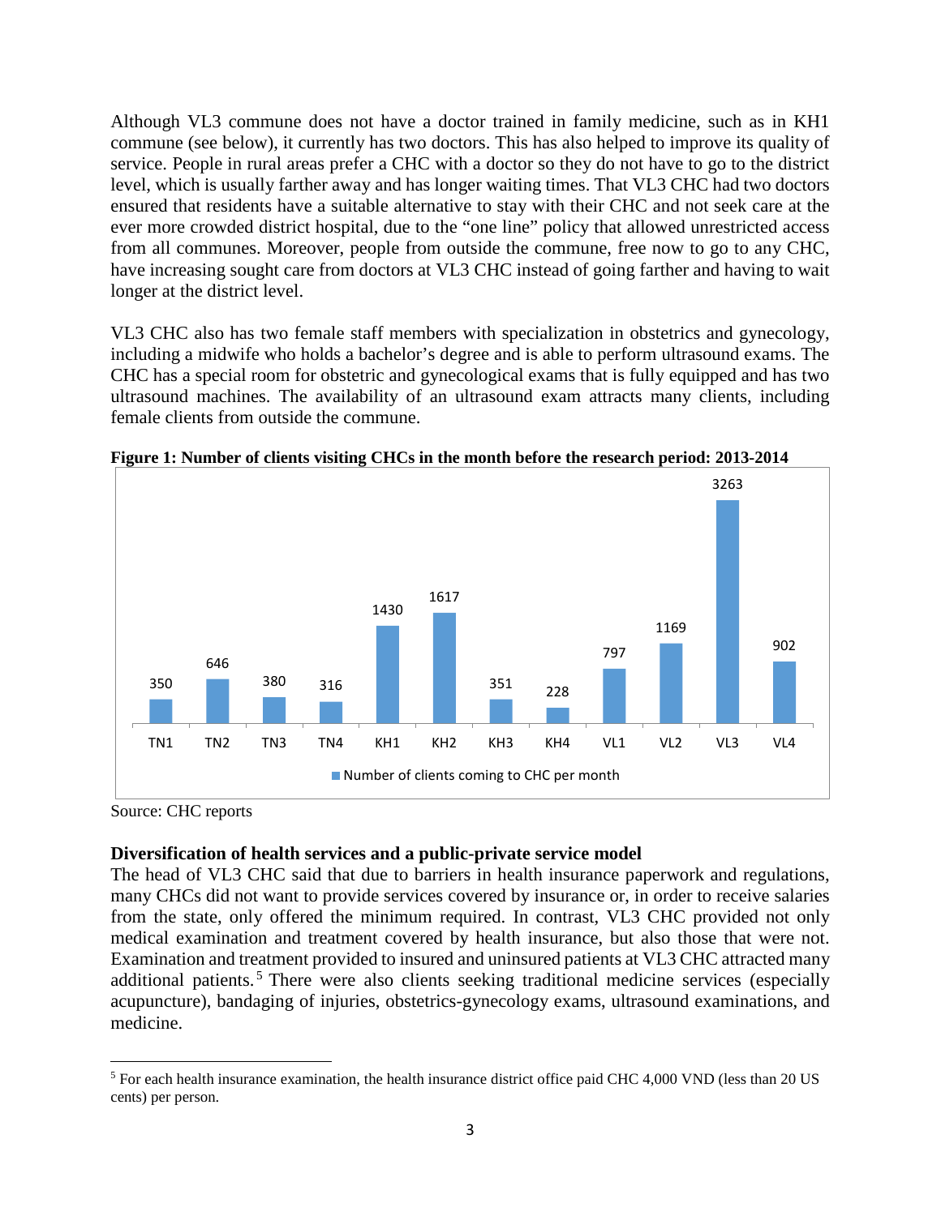Although VL3 commune does not have a doctor trained in family medicine, such as in KH1 commune (see below), it currently has two doctors. This has also helped to improve its quality of service. People in rural areas prefer a CHC with a doctor so they do not have to go to the district level, which is usually farther away and has longer waiting times. That VL3 CHC had two doctors ensured that residents have a suitable alternative to stay with their CHC and not seek care at the ever more crowded district hospital, due to the "one line" policy that allowed unrestricted access from all communes. Moreover, people from outside the commune, free now to go to any CHC, have increasing sought care from doctors at VL3 CHC instead of going farther and having to wait longer at the district level.

VL3 CHC also has two female staff members with specialization in obstetrics and gynecology, including a midwife who holds a bachelor's degree and is able to perform ultrasound exams. The CHC has a special room for obstetric and gynecological exams that is fully equipped and has two ultrasound machines. The availability of an ultrasound exam attracts many clients, including female clients from outside the commune.

**Figure 1: Number of clients visiting CHCs in the month before the research period: 2013-2014**

| | TN1 | TN2 | TN3 | TN4 | KH1 | KH2 | KH3 | KH4 | VL1 | VL2 | VL3 | VL4 |
|---|---|---|---|---|---|---|---|---|---|---|---|---|
| Number of clients coming to CHC per month | 350 | 646 | 380 | 316 | 1430 | 1617 | 351 | 228 | 797 | 1169 | 3263 | 902 |

Source: CHC reports

**Diversification of health services and a public-private service model**

The head of VL3 CHC said that due to barriers in health insurance paperwork and regulations, many CHCs did not want to provide services covered by insurance or, in order to receive salaries from the state, only offered the minimum required. In contrast, VL3 CHC provided not only medical examination and treatment covered by health insurance, but also those that were not. Examination and treatment provided to insured and uninsured patients at VL3 CHC attracted many additional patients.[5] There were also clients seeking traditional medicine services (especially acupuncture), bandaging of injuries, obstetrics-gynecology exams, ultrasound examinations, and medicine.

---

[5] For each health insurance examination, the health insurance district office paid CHC 4,000 VND (less than 20 US cents) per person.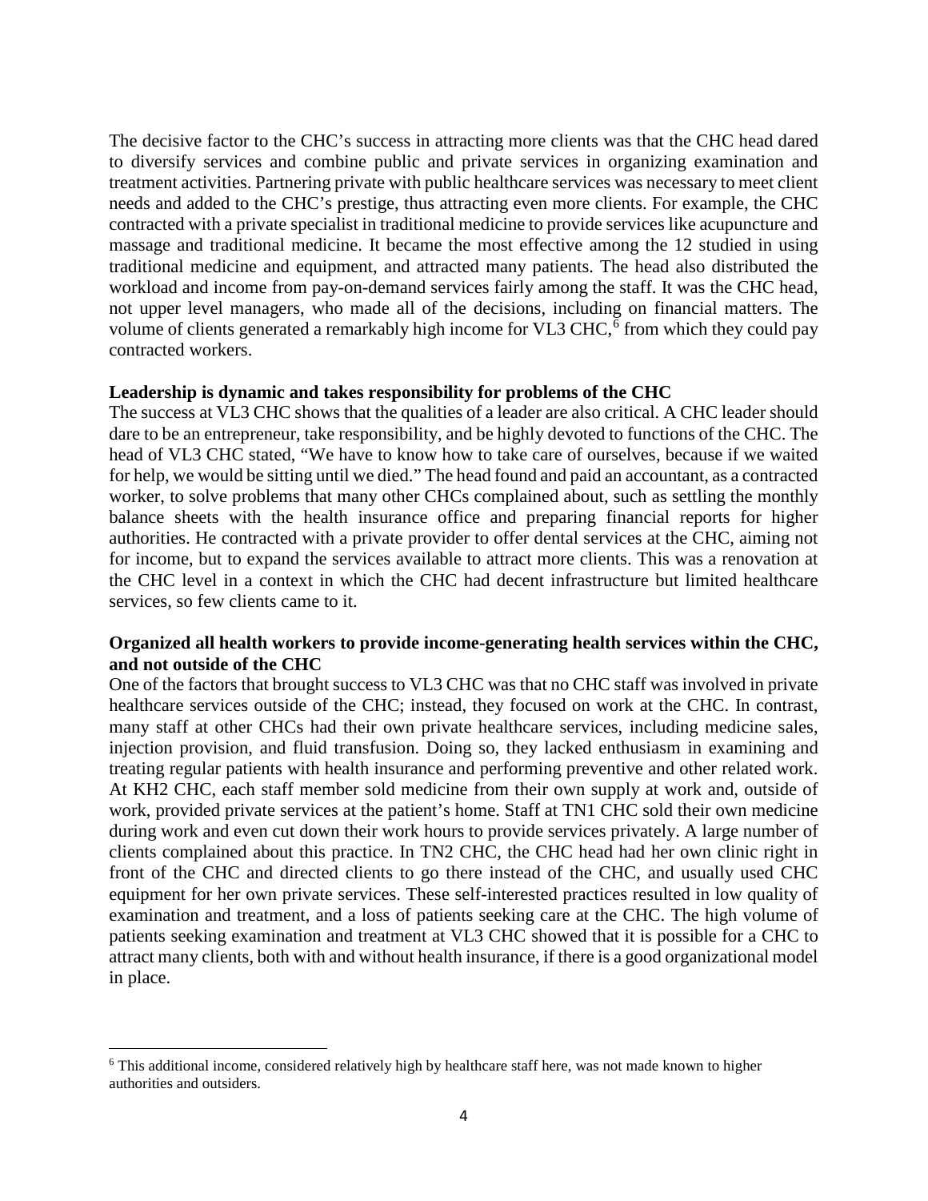The decisive factor to the CHC's success in attracting more clients was that the CHC head dared to diversify services and combine public and private services in organizing examination and treatment activities. Partnering private with public healthcare services was necessary to meet client needs and added to the CHC's prestige, thus attracting even more clients. For example, the CHC contracted with a private specialist in traditional medicine to provide services like acupuncture and massage and traditional medicine. It became the most effective among the 12 studied in using traditional medicine and equipment, and attracted many patients. The head also distributed the workload and income from pay-on-demand services fairly among the staff. It was the CHC head, not upper level managers, who made all of the decisions, including on financial matters. The volume of clients generated a remarkably high income for VL3 CHC,[6] from which they could pay contracted workers.

**Leadership is dynamic and takes responsibility for problems of the CHC**

The success at VL3 CHC shows that the qualities of a leader are also critical. A CHC leader should dare to be an entrepreneur, take responsibility, and be highly devoted to functions of the CHC. The head of VL3 CHC stated, "We have to know how to take care of ourselves, because if we waited for help, we would be sitting until we died." The head found and paid an accountant, as a contracted worker, to solve problems that many other CHCs complained about, such as settling the monthly balance sheets with the health insurance office and preparing financial reports for higher authorities. He contracted with a private provider to offer dental services at the CHC, aiming not for income, but to expand the services available to attract more clients. This was a renovation at the CHC level in a context in which the CHC had decent infrastructure but limited healthcare services, so few clients came to it.

**Organized all health workers to provide income-generating health services within the CHC, and not outside of the CHC**

One of the factors that brought success to VL3 CHC was that no CHC staff was involved in private healthcare services outside of the CHC; instead, they focused on work at the CHC. In contrast, many staff at other CHCs had their own private healthcare services, including medicine sales, injection provision, and fluid transfusion. Doing so, they lacked enthusiasm in examining and treating regular patients with health insurance and performing preventive and other related work. At KH2 CHC, each staff member sold medicine from their own supply at work and, outside of work, provided private services at the patient's home. Staff at TN1 CHC sold their own medicine during work and even cut down their work hours to provide services privately. A large number of clients complained about this practice. In TN2 CHC, the CHC head had her own clinic right in front of the CHC and directed clients to go there instead of the CHC, and usually used CHC equipment for her own private services. These self-interested practices resulted in low quality of examination and treatment, and a loss of patients seeking care at the CHC. The high volume of patients seeking examination and treatment at VL3 CHC showed that it is possible for a CHC to attract many clients, both with and without health insurance, if there is a good organizational model in place.

[6] This additional income, considered relatively high by healthcare staff here, was not made known to higher authorities and outsiders.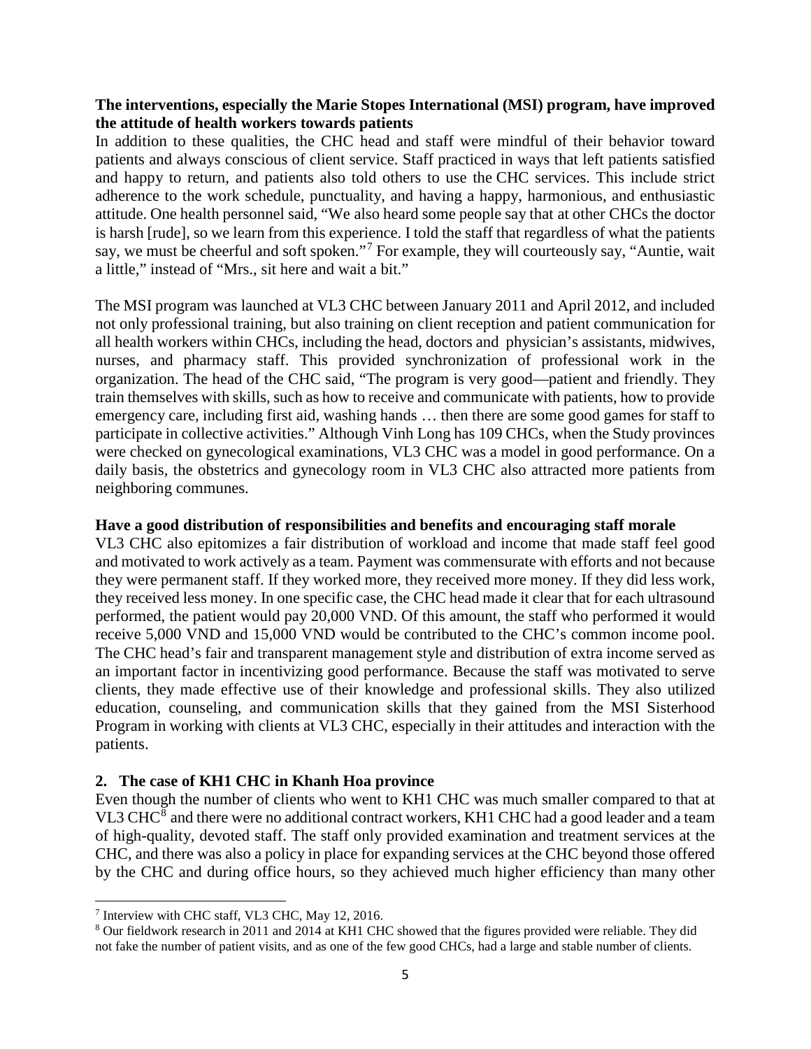**The interventions, especially the Marie Stopes International (MSI) program, have improved the attitude of health workers towards patients**

In addition to these qualities, the CHC head and staff were mindful of their behavior toward patients and always conscious of client service. Staff practiced in ways that left patients satisfied and happy to return, and patients also told others to use the CHC services. This include strict adherence to the work schedule, punctuality, and having a happy, harmonious, and enthusiastic attitude. One health personnel said, "We also heard some people say that at other CHCs the doctor is harsh [rude], so we learn from this experience. I told the staff that regardless of what the patients say, we must be cheerful and soft spoken."[7] For example, they will courteously say, "Auntie, wait a little," instead of "Mrs., sit here and wait a bit."

The MSI program was launched at VL3 CHC between January 2011 and April 2012, and included not only professional training, but also training on client reception and patient communication for all health workers within CHCs, including the head, doctors and physician's assistants, midwives, nurses, and pharmacy staff. This provided synchronization of professional work in the organization. The head of the CHC said, "The program is very good—patient and friendly. They train themselves with skills, such as how to receive and communicate with patients, how to provide emergency care, including first aid, washing hands … then there are some good games for staff to participate in collective activities." Although Vinh Long has 109 CHCs, when the Study provinces were checked on gynecological examinations, VL3 CHC was a model in good performance. On a daily basis, the obstetrics and gynecology room in VL3 CHC also attracted more patients from neighboring communes.

**Have a good distribution of responsibilities and benefits and encouraging staff morale**

VL3 CHC also epitomizes a fair distribution of workload and income that made staff feel good and motivated to work actively as a team. Payment was commensurate with efforts and not because they were permanent staff. If they worked more, they received more money. If they did less work, they received less money. In one specific case, the CHC head made it clear that for each ultrasound performed, the patient would pay 20,000 VND. Of this amount, the staff who performed it would receive 5,000 VND and 15,000 VND would be contributed to the CHC's common income pool. The CHC head's fair and transparent management style and distribution of extra income served as an important factor in incentivizing good performance. Because the staff was motivated to serve clients, they made effective use of their knowledge and professional skills. They also utilized education, counseling, and communication skills that they gained from the MSI Sisterhood Program in working with clients at VL3 CHC, especially in their attitudes and interaction with the patients.

## 2. The case of KH1 CHC in Khanh Hoa province

Even though the number of clients who went to KH1 CHC was much smaller compared to that at VL3 CHC[8] and there were no additional contract workers, KH1 CHC had a good leader and a team of high-quality, devoted staff. The staff only provided examination and treatment services at the CHC, and there was also a policy in place for expanding services at the CHC beyond those offered by the CHC and during office hours, so they achieved much higher efficiency than many other

---

[7] Interview with CHC staff, VL3 CHC, May 12, 2016.

[8] Our fieldwork research in 2011 and 2014 at KH1 CHC showed that the figures provided were reliable. They did not fake the number of patient visits, and as one of the few good CHCs, had a large and stable number of clients.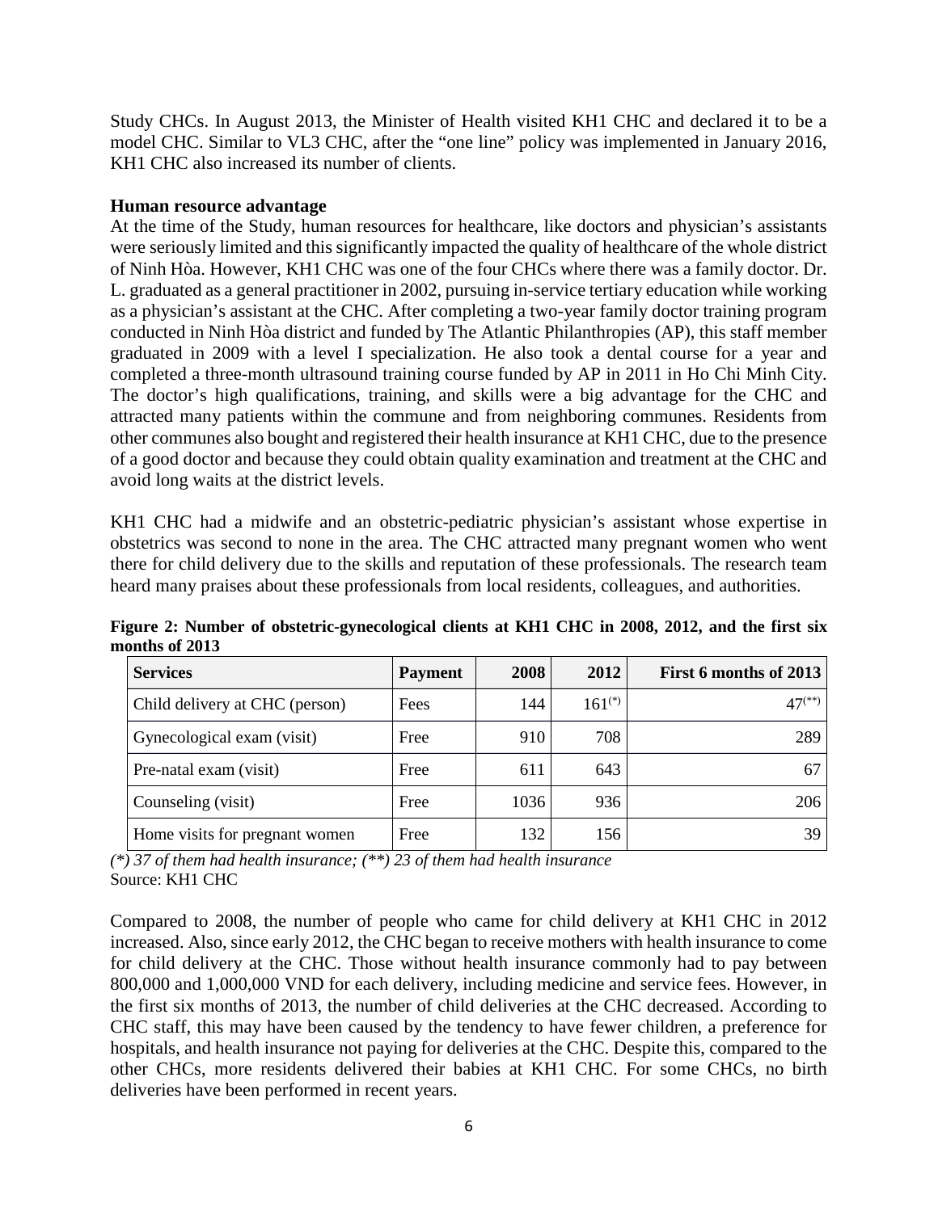Study CHCs. In August 2013, the Minister of Health visited KH1 CHC and declared it to be a model CHC. Similar to VL3 CHC, after the "one line" policy was implemented in January 2016, KH1 CHC also increased its number of clients.

**Human resource advantage**

At the time of the Study, human resources for healthcare, like doctors and physician's assistants were seriously limited and this significantly impacted the quality of healthcare of the whole district of Ninh Hòa. However, KH1 CHC was one of the four CHCs where there was a family doctor. Dr. L. graduated as a general practitioner in 2002, pursuing in-service tertiary education while working as a physician's assistant at the CHC. After completing a two-year family doctor training program conducted in Ninh Hòa district and funded by The Atlantic Philanthropies (AP), this staff member graduated in 2009 with a level I specialization. He also took a dental course for a year and completed a three-month ultrasound training course funded by AP in 2011 in Ho Chi Minh City. The doctor's high qualifications, training, and skills were a big advantage for the CHC and attracted many patients within the commune and from neighboring communes. Residents from other communes also bought and registered their health insurance at KH1 CHC, due to the presence of a good doctor and because they could obtain quality examination and treatment at the CHC and avoid long waits at the district levels.

KH1 CHC had a midwife and an obstetric-pediatric physician's assistant whose expertise in obstetrics was second to none in the area. The CHC attracted many pregnant women who went there for child delivery due to the skills and reputation of these professionals. The research team heard many praises about these professionals from local residents, colleagues, and authorities.

**Figure 2: Number of obstetric-gynecological clients at KH1 CHC in 2008, 2012, and the first six months of 2013**

| Services | Payment | 2008 | 2012 | First 6 months of 2013 |
|---|---|---|---|---|
| Child delivery at CHC (person) | Fees | 144 | 161(*) | 47(**) |
| Gynecological exam (visit) | Free | 910 | 708 | 289 |
| Pre-natal exam (visit) | Free | 611 | 643 | 67 |
| Counseling (visit) | Free | 1036 | 936 | 206 |
| Home visits for pregnant women | Free | 132 | 156 | 39 |

*(\*) 37 of them had health insurance; (\*\*) 23 of them had health insurance*

Source: KH1 CHC

Compared to 2008, the number of people who came for child delivery at KH1 CHC in 2012 increased. Also, since early 2012, the CHC began to receive mothers with health insurance to come for child delivery at the CHC. Those without health insurance commonly had to pay between 800,000 and 1,000,000 VND for each delivery, including medicine and service fees. However, in the first six months of 2013, the number of child deliveries at the CHC decreased. According to CHC staff, this may have been caused by the tendency to have fewer children, a preference for hospitals, and health insurance not paying for deliveries at the CHC. Despite this, compared to the other CHCs, more residents delivered their babies at KH1 CHC. For some CHCs, no birth deliveries have been performed in recent years.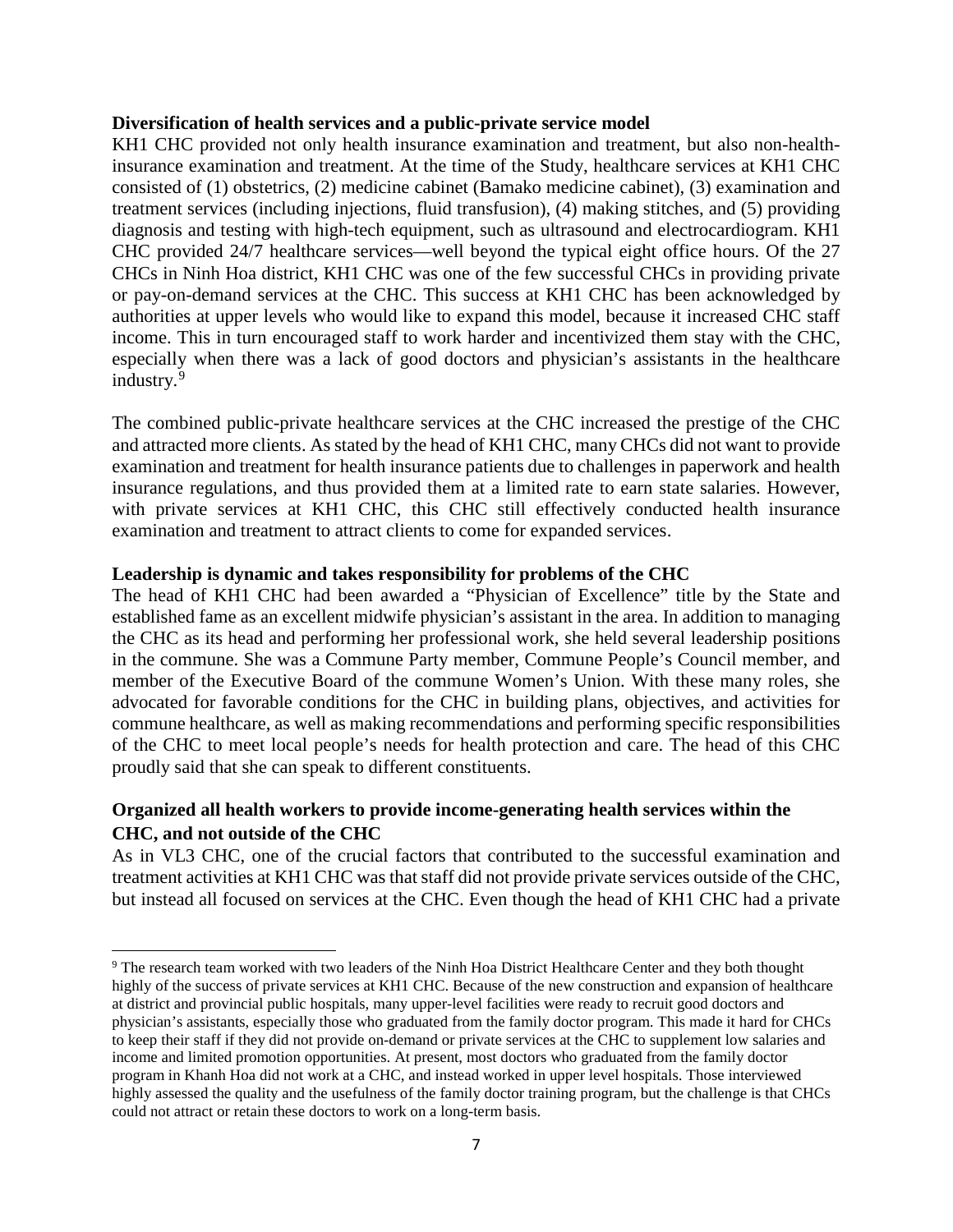**Diversification of health services and a public-private service model**

KH1 CHC provided not only health insurance examination and treatment, but also non-health-insurance examination and treatment. At the time of the Study, healthcare services at KH1 CHC consisted of (1) obstetrics, (2) medicine cabinet (Bamako medicine cabinet), (3) examination and treatment services (including injections, fluid transfusion), (4) making stitches, and (5) providing diagnosis and testing with high-tech equipment, such as ultrasound and electrocardiogram. KH1 CHC provided 24/7 healthcare services—well beyond the typical eight office hours. Of the 27 CHCs in Ninh Hoa district, KH1 CHC was one of the few successful CHCs in providing private or pay-on-demand services at the CHC. This success at KH1 CHC has been acknowledged by authorities at upper levels who would like to expand this model, because it increased CHC staff income. This in turn encouraged staff to work harder and incentivized them stay with the CHC, especially when there was a lack of good doctors and physician's assistants in the healthcare industry.[9]

The combined public-private healthcare services at the CHC increased the prestige of the CHC and attracted more clients. As stated by the head of KH1 CHC, many CHCs did not want to provide examination and treatment for health insurance patients due to challenges in paperwork and health insurance regulations, and thus provided them at a limited rate to earn state salaries. However, with private services at KH1 CHC, this CHC still effectively conducted health insurance examination and treatment to attract clients to come for expanded services.

**Leadership is dynamic and takes responsibility for problems of the CHC**

The head of KH1 CHC had been awarded a "Physician of Excellence" title by the State and established fame as an excellent midwife physician's assistant in the area. In addition to managing the CHC as its head and performing her professional work, she held several leadership positions in the commune. She was a Commune Party member, Commune People's Council member, and member of the Executive Board of the commune Women's Union. With these many roles, she advocated for favorable conditions for the CHC in building plans, objectives, and activities for commune healthcare, as well as making recommendations and performing specific responsibilities of the CHC to meet local people's needs for health protection and care. The head of this CHC proudly said that she can speak to different constituents.

**Organized all health workers to provide income-generating health services within the CHC, and not outside of the CHC**

As in VL3 CHC, one of the crucial factors that contributed to the successful examination and treatment activities at KH1 CHC was that staff did not provide private services outside of the CHC, but instead all focused on services at the CHC. Even though the head of KH1 CHC had a private

---

[9] The research team worked with two leaders of the Ninh Hoa District Healthcare Center and they both thought highly of the success of private services at KH1 CHC. Because of the new construction and expansion of healthcare at district and provincial public hospitals, many upper-level facilities were ready to recruit good doctors and physician's assistants, especially those who graduated from the family doctor program. This made it hard for CHCs to keep their staff if they did not provide on-demand or private services at the CHC to supplement low salaries and income and limited promotion opportunities. At present, most doctors who graduated from the family doctor program in Khanh Hoa did not work at a CHC, and instead worked in upper level hospitals. Those interviewed highly assessed the quality and the usefulness of the family doctor training program, but the challenge is that CHCs could not attract or retain these doctors to work on a long-term basis.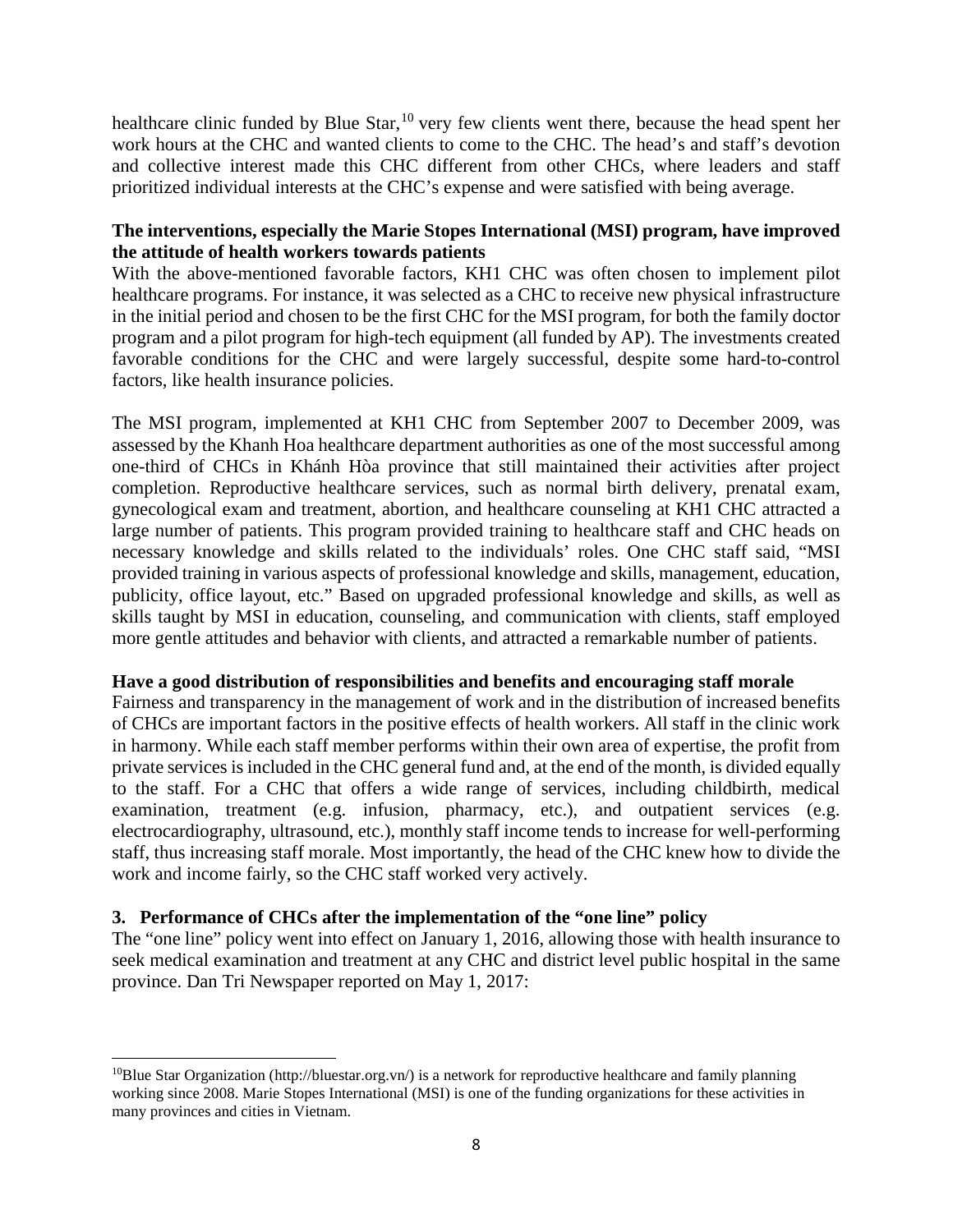healthcare clinic funded by Blue Star,[10] very few clients went there, because the head spent her work hours at the CHC and wanted clients to come to the CHC. The head's and staff's devotion and collective interest made this CHC different from other CHCs, where leaders and staff prioritized individual interests at the CHC's expense and were satisfied with being average.

**The interventions, especially the Marie Stopes International (MSI) program, have improved the attitude of health workers towards patients**

With the above-mentioned favorable factors, KH1 CHC was often chosen to implement pilot healthcare programs. For instance, it was selected as a CHC to receive new physical infrastructure in the initial period and chosen to be the first CHC for the MSI program, for both the family doctor program and a pilot program for high-tech equipment (all funded by AP). The investments created favorable conditions for the CHC and were largely successful, despite some hard-to-control factors, like health insurance policies.

The MSI program, implemented at KH1 CHC from September 2007 to December 2009, was assessed by the Khanh Hoa healthcare department authorities as one of the most successful among one-third of CHCs in Khánh Hòa province that still maintained their activities after project completion. Reproductive healthcare services, such as normal birth delivery, prenatal exam, gynecological exam and treatment, abortion, and healthcare counseling at KH1 CHC attracted a large number of patients. This program provided training to healthcare staff and CHC heads on necessary knowledge and skills related to the individuals' roles. One CHC staff said, "MSI provided training in various aspects of professional knowledge and skills, management, education, publicity, office layout, etc." Based on upgraded professional knowledge and skills, as well as skills taught by MSI in education, counseling, and communication with clients, staff employed more gentle attitudes and behavior with clients, and attracted a remarkable number of patients.

**Have a good distribution of responsibilities and benefits and encouraging staff morale**

Fairness and transparency in the management of work and in the distribution of increased benefits of CHCs are important factors in the positive effects of health workers. All staff in the clinic work in harmony. While each staff member performs within their own area of expertise, the profit from private services is included in the CHC general fund and, at the end of the month, is divided equally to the staff. For a CHC that offers a wide range of services, including childbirth, medical examination, treatment (e.g. infusion, pharmacy, etc.), and outpatient services (e.g. electrocardiography, ultrasound, etc.), monthly staff income tends to increase for well-performing staff, thus increasing staff morale. Most importantly, the head of the CHC knew how to divide the work and income fairly, so the CHC staff worked very actively.

## 3. Performance of CHCs after the implementation of the "one line" policy

The "one line" policy went into effect on January 1, 2016, allowing those with health insurance to seek medical examination and treatment at any CHC and district level public hospital in the same province. Dan Tri Newspaper reported on May 1, 2017:

[10] Blue Star Organization (http://bluestar.org.vn/) is a network for reproductive healthcare and family planning working since 2008. Marie Stopes International (MSI) is one of the funding organizations for these activities in many provinces and cities in Vietnam.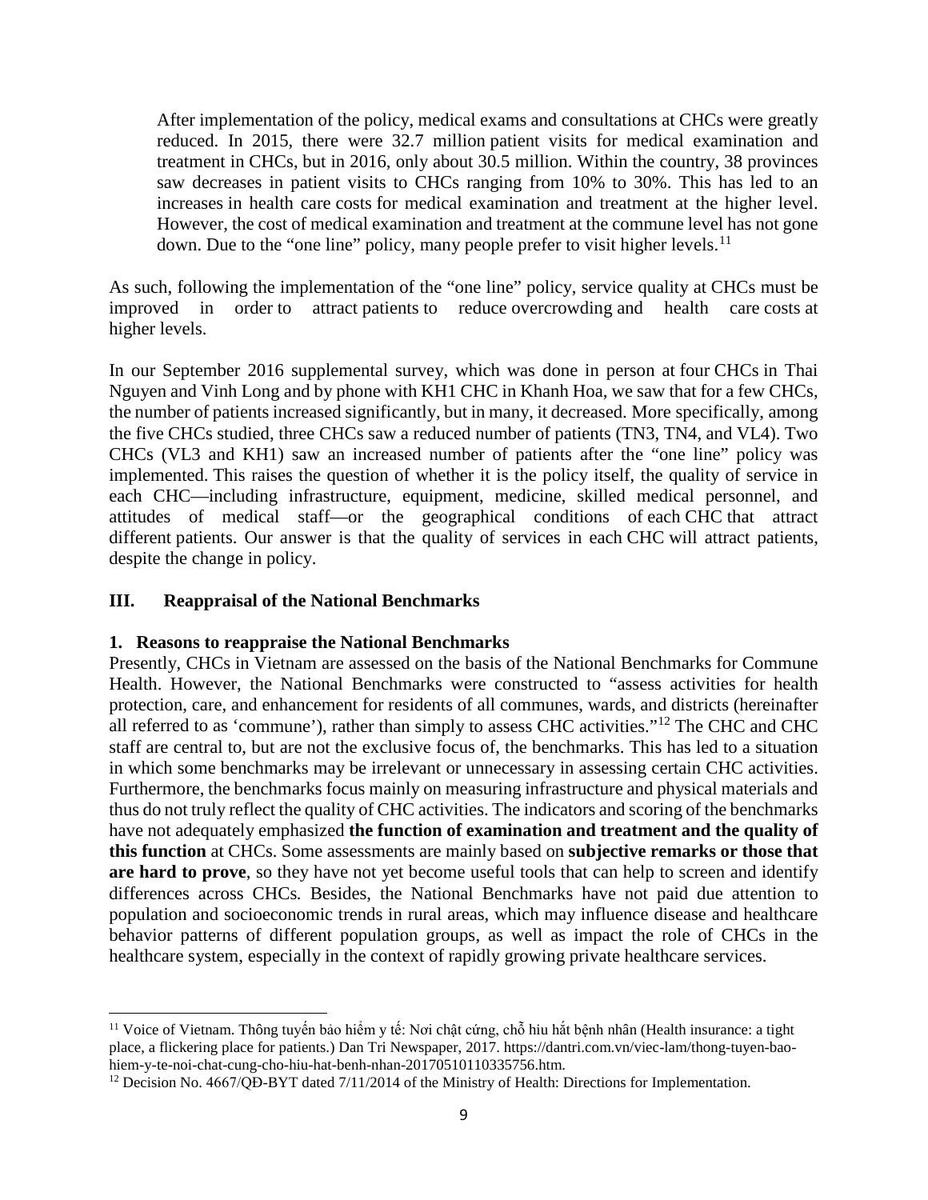> After implementation of the policy, medical exams and consultations at CHCs were greatly reduced. In 2015, there were 32.7 million patient visits for medical examination and treatment in CHCs, but in 2016, only about 30.5 million. Within the country, 38 provinces saw decreases in patient visits to CHCs ranging from 10% to 30%. This has led to an increases in health care costs for medical examination and treatment at the higher level. However, the cost of medical examination and treatment at the commune level has not gone down. Due to the "one line" policy, many people prefer to visit higher levels.[11]

As such, following the implementation of the "one line" policy, service quality at CHCs must be improved in order to attract patients to reduce overcrowding and health care costs at higher levels.

In our September 2016 supplemental survey, which was done in person at four CHCs in Thai Nguyen and Vinh Long and by phone with KH1 CHC in Khanh Hoa, we saw that for a few CHCs, the number of patients increased significantly, but in many, it decreased. More specifically, among the five CHCs studied, three CHCs saw a reduced number of patients (TN3, TN4, and VL4). Two CHCs (VL3 and KH1) saw an increased number of patients after the "one line" policy was implemented. This raises the question of whether it is the policy itself, the quality of service in each CHC—including infrastructure, equipment, medicine, skilled medical personnel, and attitudes of medical staff—or the geographical conditions of each CHC that attract different patients. Our answer is that the quality of services in each CHC will attract patients, despite the change in policy.

## III. Reappraisal of the National Benchmarks

### 1. Reasons to reappraise the National Benchmarks

Presently, CHCs in Vietnam are assessed on the basis of the National Benchmarks for Commune Health. However, the National Benchmarks were constructed to "assess activities for health protection, care, and enhancement for residents of all communes, wards, and districts (hereinafter all referred to as 'commune'), rather than simply to assess CHC activities."[12] The CHC and CHC staff are central to, but are not the exclusive focus of, the benchmarks. This has led to a situation in which some benchmarks may be irrelevant or unnecessary in assessing certain CHC activities. Furthermore, the benchmarks focus mainly on measuring infrastructure and physical materials and thus do not truly reflect the quality of CHC activities. The indicators and scoring of the benchmarks have not adequately emphasized **the function of examination and treatment and the quality of this function** at CHCs. Some assessments are mainly based on **subjective remarks or those that are hard to prove**, so they have not yet become useful tools that can help to screen and identify differences across CHCs. Besides, the National Benchmarks have not paid due attention to population and socioeconomic trends in rural areas, which may influence disease and healthcare behavior patterns of different population groups, as well as impact the role of CHCs in the healthcare system, especially in the context of rapidly growing private healthcare services.

---

[11] Voice of Vietnam. Thông tuyến bảo hiểm y tế: Nơi chật cứng, chỗ hiu hắt bệnh nhân (Health insurance: a tight place, a flickering place for patients.) Dan Tri Newspaper, 2017. https://dantri.com.vn/viec-lam/thong-tuyen-bao-hiem-y-te-noi-chat-cung-cho-hiu-hat-benh-nhan-20170510110335756.htm.

[12] Decision No. 4667/QĐ-BYT dated 7/11/2014 of the Ministry of Health: Directions for Implementation.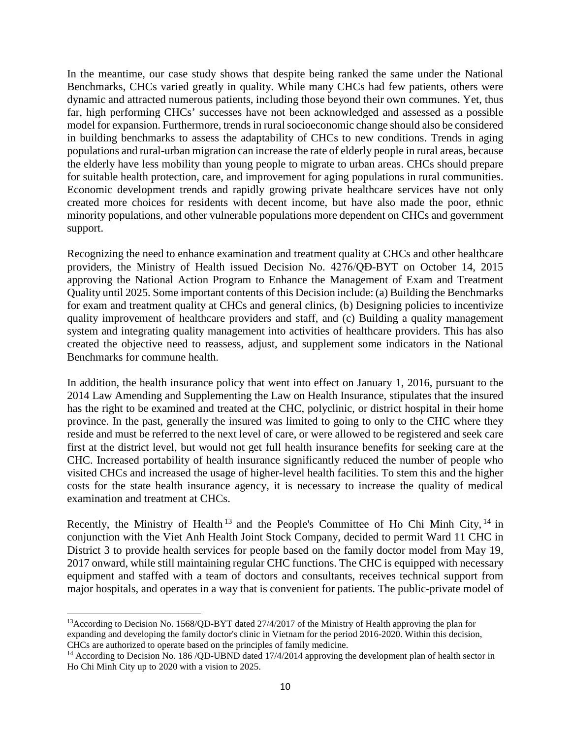In the meantime, our case study shows that despite being ranked the same under the National Benchmarks, CHCs varied greatly in quality. While many CHCs had few patients, others were dynamic and attracted numerous patients, including those beyond their own communes. Yet, thus far, high performing CHCs' successes have not been acknowledged and assessed as a possible model for expansion. Furthermore, trends in rural socioeconomic change should also be considered in building benchmarks to assess the adaptability of CHCs to new conditions. Trends in aging populations and rural-urban migration can increase the rate of elderly people in rural areas, because the elderly have less mobility than young people to migrate to urban areas. CHCs should prepare for suitable health protection, care, and improvement for aging populations in rural communities. Economic development trends and rapidly growing private healthcare services have not only created more choices for residents with decent income, but have also made the poor, ethnic minority populations, and other vulnerable populations more dependent on CHCs and government support.

Recognizing the need to enhance examination and treatment quality at CHCs and other healthcare providers, the Ministry of Health issued Decision No. 4276/QĐ-BYT on October 14, 2015 approving the National Action Program to Enhance the Management of Exam and Treatment Quality until 2025. Some important contents of this Decision include: (a) Building the Benchmarks for exam and treatment quality at CHCs and general clinics, (b) Designing policies to incentivize quality improvement of healthcare providers and staff, and (c) Building a quality management system and integrating quality management into activities of healthcare providers. This has also created the objective need to reassess, adjust, and supplement some indicators in the National Benchmarks for commune health.

In addition, the health insurance policy that went into effect on January 1, 2016, pursuant to the 2014 Law Amending and Supplementing the Law on Health Insurance, stipulates that the insured has the right to be examined and treated at the CHC, polyclinic, or district hospital in their home province. In the past, generally the insured was limited to going to only to the CHC where they reside and must be referred to the next level of care, or were allowed to be registered and seek care first at the district level, but would not get full health insurance benefits for seeking care at the CHC. Increased portability of health insurance significantly reduced the number of people who visited CHCs and increased the usage of higher-level health facilities. To stem this and the higher costs for the state health insurance agency, it is necessary to increase the quality of medical examination and treatment at CHCs.

Recently, the Ministry of Health[13] and the People's Committee of Ho Chi Minh City,[14] in conjunction with the Viet Anh Health Joint Stock Company, decided to permit Ward 11 CHC in District 3 to provide health services for people based on the family doctor model from May 19, 2017 onward, while still maintaining regular CHC functions. The CHC is equipped with necessary equipment and staffed with a team of doctors and consultants, receives technical support from major hospitals, and operates in a way that is convenient for patients. The public-private model of

---

[13] According to Decision No. 1568/QD-BYT dated 27/4/2017 of the Ministry of Health approving the plan for expanding and developing the family doctor's clinic in Vietnam for the period 2016-2020. Within this decision, CHCs are authorized to operate based on the principles of family medicine.

[14] According to Decision No. 186 /QD-UBND dated 17/4/2014 approving the development plan of health sector in Ho Chi Minh City up to 2020 with a vision to 2025.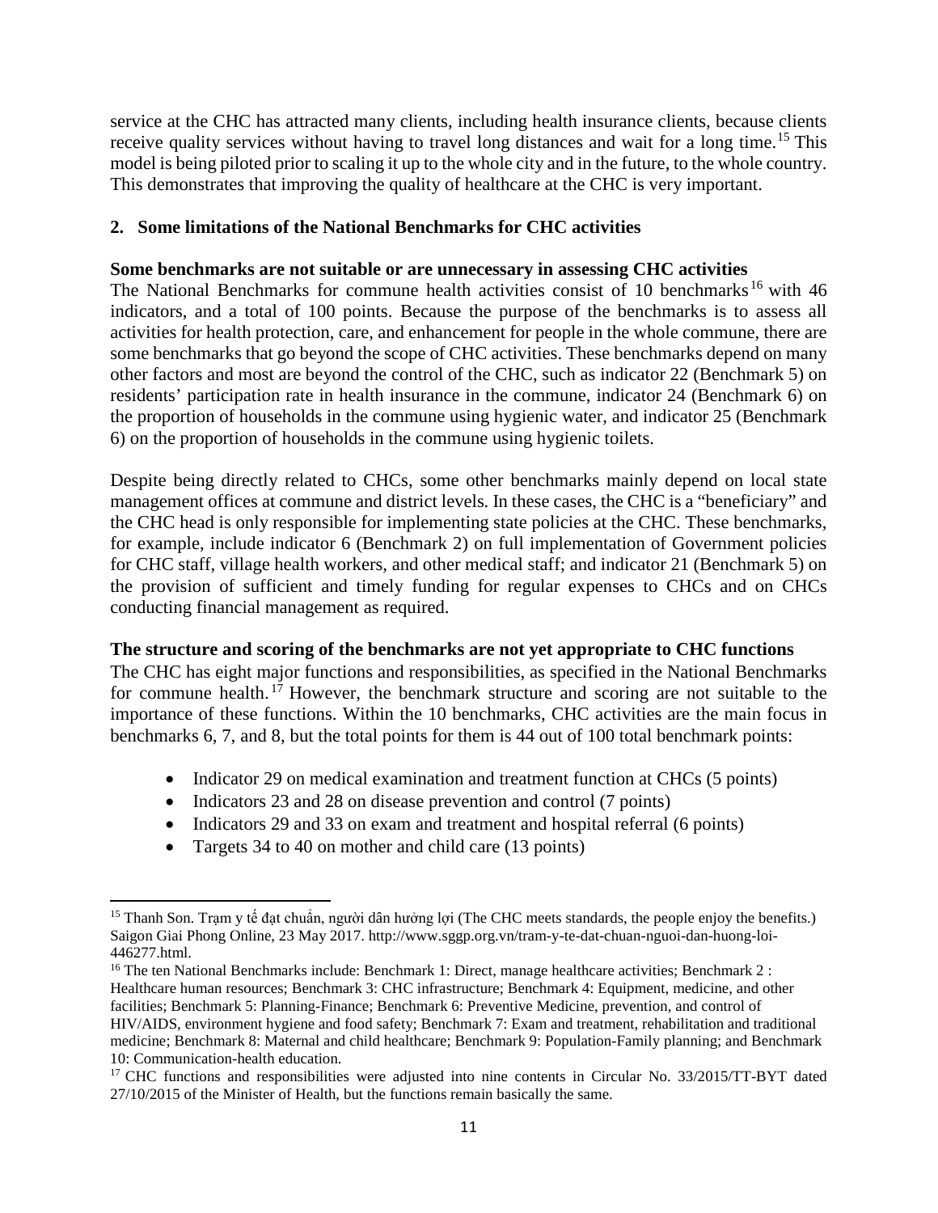service at the CHC has attracted many clients, including health insurance clients, because clients receive quality services without having to travel long distances and wait for a long time.[15] This model is being piloted prior to scaling it up to the whole city and in the future, to the whole country. This demonstrates that improving the quality of healthcare at the CHC is very important.

## 2. Some limitations of the National Benchmarks for CHC activities

**Some benchmarks are not suitable or are unnecessary in assessing CHC activities**

The National Benchmarks for commune health activities consist of 10 benchmarks[16] with 46 indicators, and a total of 100 points. Because the purpose of the benchmarks is to assess all activities for health protection, care, and enhancement for people in the whole commune, there are some benchmarks that go beyond the scope of CHC activities. These benchmarks depend on many other factors and most are beyond the control of the CHC, such as indicator 22 (Benchmark 5) on residents' participation rate in health insurance in the commune, indicator 24 (Benchmark 6) on the proportion of households in the commune using hygienic water, and indicator 25 (Benchmark 6) on the proportion of households in the commune using hygienic toilets.

Despite being directly related to CHCs, some other benchmarks mainly depend on local state management offices at commune and district levels. In these cases, the CHC is a "beneficiary" and the CHC head is only responsible for implementing state policies at the CHC. These benchmarks, for example, include indicator 6 (Benchmark 2) on full implementation of Government policies for CHC staff, village health workers, and other medical staff; and indicator 21 (Benchmark 5) on the provision of sufficient and timely funding for regular expenses to CHCs and on CHCs conducting financial management as required.

**The structure and scoring of the benchmarks are not yet appropriate to CHC functions**

The CHC has eight major functions and responsibilities, as specified in the National Benchmarks for commune health.[17] However, the benchmark structure and scoring are not suitable to the importance of these functions. Within the 10 benchmarks, CHC activities are the main focus in benchmarks 6, 7, and 8, but the total points for them is 44 out of 100 total benchmark points:

- Indicator 29 on medical examination and treatment function at CHCs (5 points)
- Indicators 23 and 28 on disease prevention and control (7 points)
- Indicators 29 and 33 on exam and treatment and hospital referral (6 points)
- Targets 34 to 40 on mother and child care (13 points)

---

[15] Thanh Son. Trạm y tế đạt chuẩn, người dân hưởng lợi (The CHC meets standards, the people enjoy the benefits.) Saigon Giai Phong Online, 23 May 2017. http://www.sggp.org.vn/tram-y-te-dat-chuan-nguoi-dan-huong-loi-446277.html.

[16] The ten National Benchmarks include: Benchmark 1: Direct, manage healthcare activities; Benchmark 2 : Healthcare human resources; Benchmark 3: CHC infrastructure; Benchmark 4: Equipment, medicine, and other facilities; Benchmark 5: Planning-Finance; Benchmark 6: Preventive Medicine, prevention, and control of HIV/AIDS, environment hygiene and food safety; Benchmark 7: Exam and treatment, rehabilitation and traditional medicine; Benchmark 8: Maternal and child healthcare; Benchmark 9: Population-Family planning; and Benchmark 10: Communication-health education.

[17] CHC functions and responsibilities were adjusted into nine contents in Circular No. 33/2015/TT-BYT dated 27/10/2015 of the Minister of Health, but the functions remain basically the same.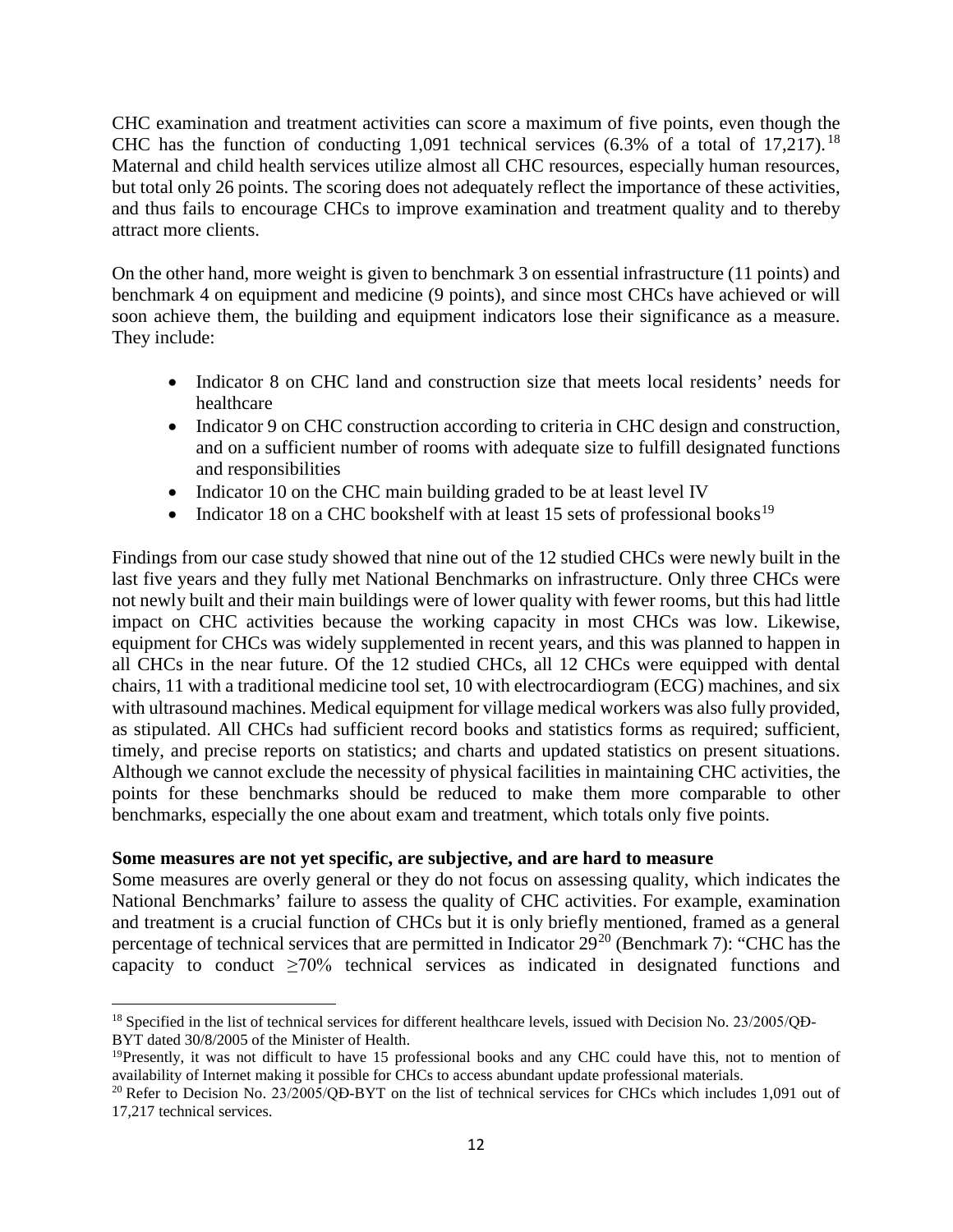CHC examination and treatment activities can score a maximum of five points, even though the CHC has the function of conducting 1,091 technical services (6.3% of a total of 17,217).[18] Maternal and child health services utilize almost all CHC resources, especially human resources, but total only 26 points. The scoring does not adequately reflect the importance of these activities, and thus fails to encourage CHCs to improve examination and treatment quality and to thereby attract more clients.

On the other hand, more weight is given to benchmark 3 on essential infrastructure (11 points) and benchmark 4 on equipment and medicine (9 points), and since most CHCs have achieved or will soon achieve them, the building and equipment indicators lose their significance as a measure. They include:

- Indicator 8 on CHC land and construction size that meets local residents' needs for healthcare
- Indicator 9 on CHC construction according to criteria in CHC design and construction, and on a sufficient number of rooms with adequate size to fulfill designated functions and responsibilities
- Indicator 10 on the CHC main building graded to be at least level IV
- Indicator 18 on a CHC bookshelf with at least 15 sets of professional books[19]

Findings from our case study showed that nine out of the 12 studied CHCs were newly built in the last five years and they fully met National Benchmarks on infrastructure. Only three CHCs were not newly built and their main buildings were of lower quality with fewer rooms, but this had little impact on CHC activities because the working capacity in most CHCs was low. Likewise, equipment for CHCs was widely supplemented in recent years, and this was planned to happen in all CHCs in the near future. Of the 12 studied CHCs, all 12 CHCs were equipped with dental chairs, 11 with a traditional medicine tool set, 10 with electrocardiogram (ECG) machines, and six with ultrasound machines. Medical equipment for village medical workers was also fully provided, as stipulated. All CHCs had sufficient record books and statistics forms as required; sufficient, timely, and precise reports on statistics; and charts and updated statistics on present situations. Although we cannot exclude the necessity of physical facilities in maintaining CHC activities, the points for these benchmarks should be reduced to make them more comparable to other benchmarks, especially the one about exam and treatment, which totals only five points.

**Some measures are not yet specific, are subjective, and are hard to measure**

Some measures are overly general or they do not focus on assessing quality, which indicates the National Benchmarks' failure to assess the quality of CHC activities. For example, examination and treatment is a crucial function of CHCs but it is only briefly mentioned, framed as a general percentage of technical services that are permitted in Indicator 29[20] (Benchmark 7): "CHC has the capacity to conduct ≥70% technical services as indicated in designated functions and

---

[18] Specified in the list of technical services for different healthcare levels, issued with Decision No. 23/2005/QĐ-BYT dated 30/8/2005 of the Minister of Health.

[19] Presently, it was not difficult to have 15 professional books and any CHC could have this, not to mention of availability of Internet making it possible for CHCs to access abundant update professional materials.

[20] Refer to Decision No. 23/2005/QĐ-BYT on the list of technical services for CHCs which includes 1,091 out of 17,217 technical services.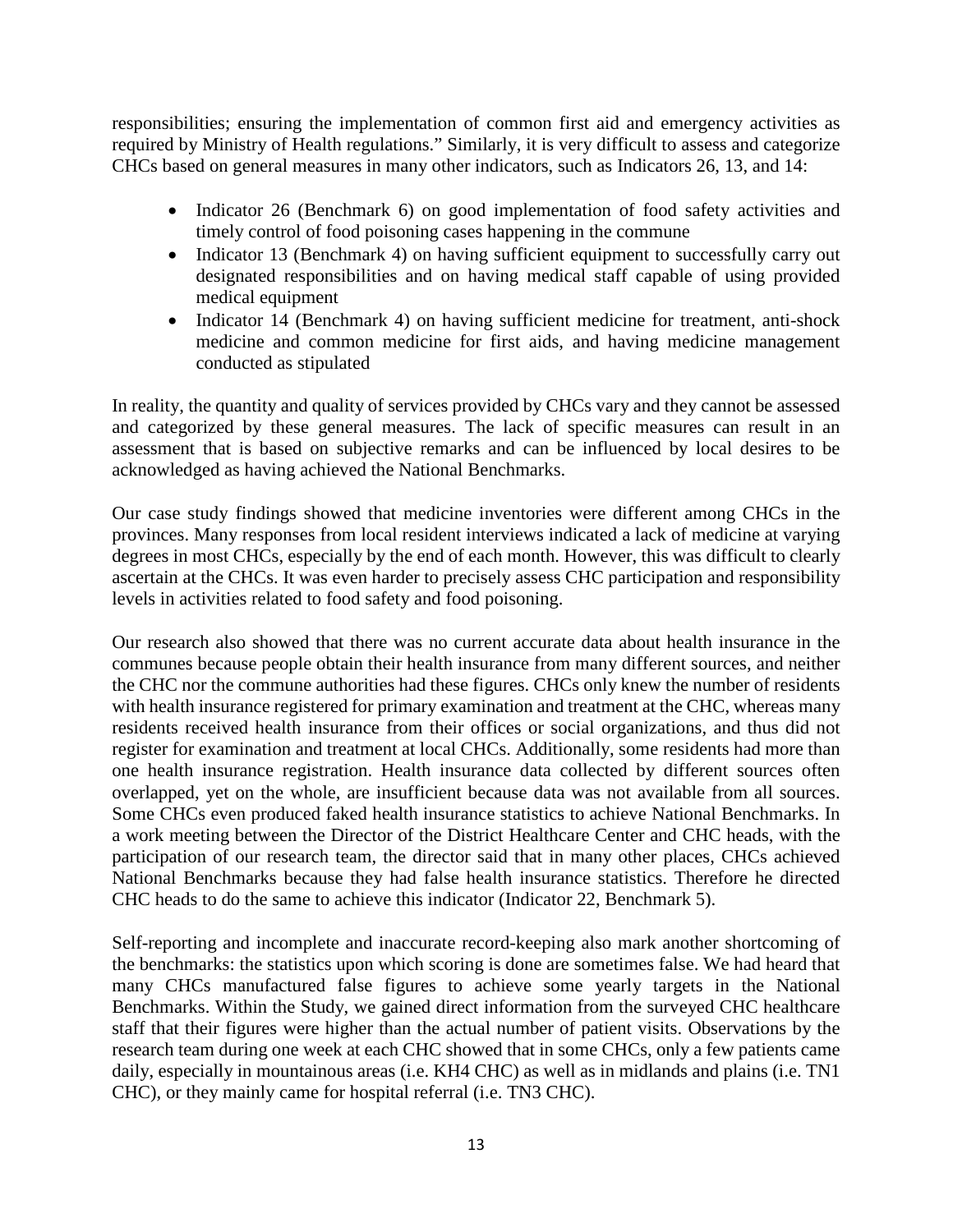responsibilities; ensuring the implementation of common first aid and emergency activities as required by Ministry of Health regulations." Similarly, it is very difficult to assess and categorize CHCs based on general measures in many other indicators, such as Indicators 26, 13, and 14:

- Indicator 26 (Benchmark 6) on good implementation of food safety activities and timely control of food poisoning cases happening in the commune
- Indicator 13 (Benchmark 4) on having sufficient equipment to successfully carry out designated responsibilities and on having medical staff capable of using provided medical equipment
- Indicator 14 (Benchmark 4) on having sufficient medicine for treatment, anti-shock medicine and common medicine for first aids, and having medicine management conducted as stipulated

In reality, the quantity and quality of services provided by CHCs vary and they cannot be assessed and categorized by these general measures. The lack of specific measures can result in an assessment that is based on subjective remarks and can be influenced by local desires to be acknowledged as having achieved the National Benchmarks.

Our case study findings showed that medicine inventories were different among CHCs in the provinces. Many responses from local resident interviews indicated a lack of medicine at varying degrees in most CHCs, especially by the end of each month. However, this was difficult to clearly ascertain at the CHCs. It was even harder to precisely assess CHC participation and responsibility levels in activities related to food safety and food poisoning.

Our research also showed that there was no current accurate data about health insurance in the communes because people obtain their health insurance from many different sources, and neither the CHC nor the commune authorities had these figures. CHCs only knew the number of residents with health insurance registered for primary examination and treatment at the CHC, whereas many residents received health insurance from their offices or social organizations, and thus did not register for examination and treatment at local CHCs. Additionally, some residents had more than one health insurance registration. Health insurance data collected by different sources often overlapped, yet on the whole, are insufficient because data was not available from all sources. Some CHCs even produced faked health insurance statistics to achieve National Benchmarks. In a work meeting between the Director of the District Healthcare Center and CHC heads, with the participation of our research team, the director said that in many other places, CHCs achieved National Benchmarks because they had false health insurance statistics. Therefore he directed CHC heads to do the same to achieve this indicator (Indicator 22, Benchmark 5).

Self-reporting and incomplete and inaccurate record-keeping also mark another shortcoming of the benchmarks: the statistics upon which scoring is done are sometimes false. We had heard that many CHCs manufactured false figures to achieve some yearly targets in the National Benchmarks. Within the Study, we gained direct information from the surveyed CHC healthcare staff that their figures were higher than the actual number of patient visits. Observations by the research team during one week at each CHC showed that in some CHCs, only a few patients came daily, especially in mountainous areas (i.e. KH4 CHC) as well as in midlands and plains (i.e. TN1 CHC), or they mainly came for hospital referral (i.e. TN3 CHC).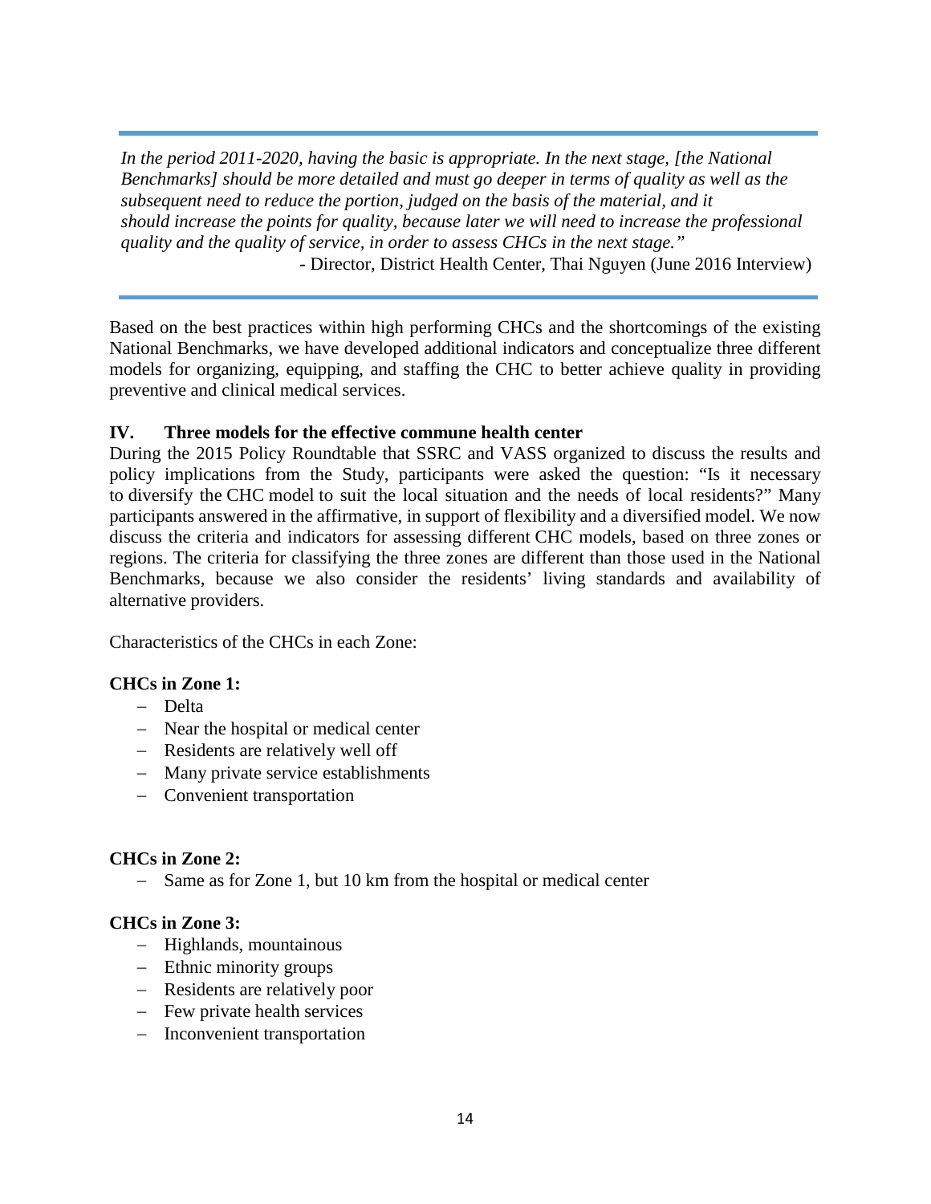*In the period 2011-2020, having the basic is appropriate. In the next stage, [the National Benchmarks] should be more detailed and must go deeper in terms of quality as well as the subsequent need to reduce the portion, judged on the basis of the material, and it should increase the points for quality, because later we will need to increase the professional quality and the quality of service, in order to assess CHCs in the next stage."*

- Director, District Health Center, Thai Nguyen (June 2016 Interview)

Based on the best practices within high performing CHCs and the shortcomings of the existing National Benchmarks, we have developed additional indicators and conceptualize three different models for organizing, equipping, and staffing the CHC to better achieve quality in providing preventive and clinical medical services.

## IV. Three models for the effective commune health center

During the 2015 Policy Roundtable that SSRC and VASS organized to discuss the results and policy implications from the Study, participants were asked the question: "Is it necessary to diversify the CHC model to suit the local situation and the needs of local residents?" Many participants answered in the affirmative, in support of flexibility and a diversified model. We now discuss the criteria and indicators for assessing different CHC models, based on three zones or regions. The criteria for classifying the three zones are different than those used in the National Benchmarks, because we also consider the residents' living standards and availability of alternative providers.

Characteristics of the CHCs in each Zone:

**CHCs in Zone 1:**

- Delta
- Near the hospital or medical center
- Residents are relatively well off
- Many private service establishments
- Convenient transportation

**CHCs in Zone 2:**

- Same as for Zone 1, but 10 km from the hospital or medical center

**CHCs in Zone 3:**

- Highlands, mountainous
- Ethnic minority groups
- Residents are relatively poor
- Few private health services
- Inconvenient transportation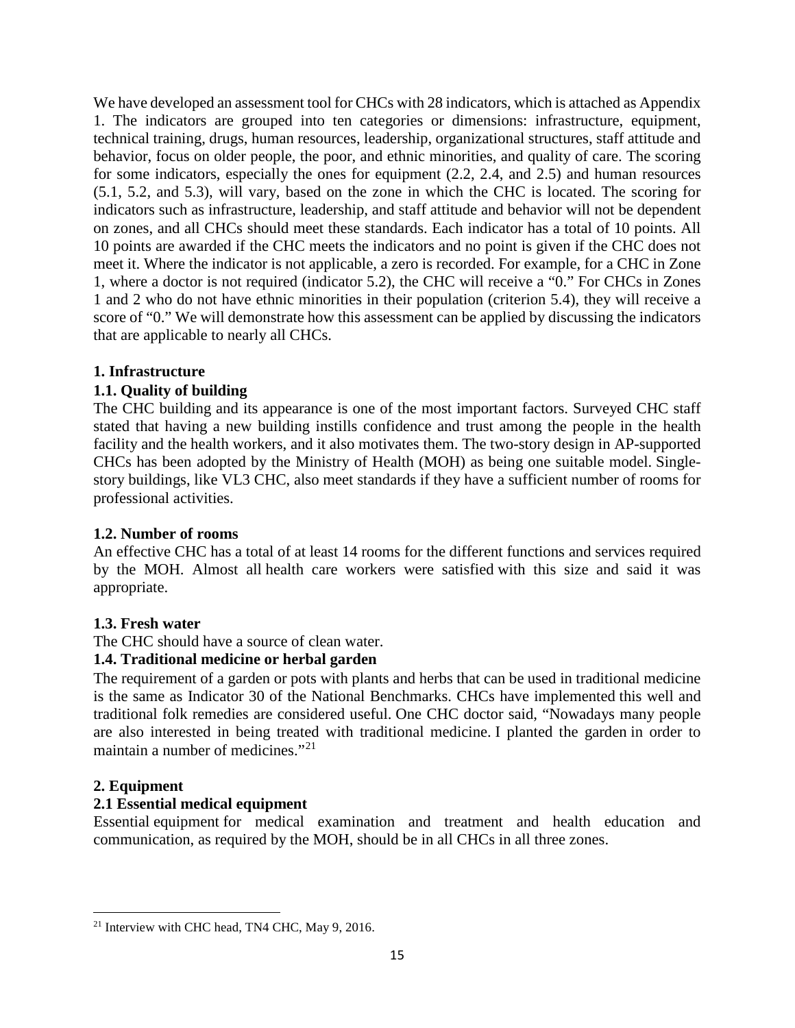We have developed an assessment tool for CHCs with 28 indicators, which is attached as Appendix 1. The indicators are grouped into ten categories or dimensions: infrastructure, equipment, technical training, drugs, human resources, leadership, organizational structures, staff attitude and behavior, focus on older people, the poor, and ethnic minorities, and quality of care. The scoring for some indicators, especially the ones for equipment (2.2, 2.4, and 2.5) and human resources (5.1, 5.2, and 5.3), will vary, based on the zone in which the CHC is located. The scoring for indicators such as infrastructure, leadership, and staff attitude and behavior will not be dependent on zones, and all CHCs should meet these standards. Each indicator has a total of 10 points. All 10 points are awarded if the CHC meets the indicators and no point is given if the CHC does not meet it. Where the indicator is not applicable, a zero is recorded. For example, for a CHC in Zone 1, where a doctor is not required (indicator 5.2), the CHC will receive a "0." For CHCs in Zones 1 and 2 who do not have ethnic minorities in their population (criterion 5.4), they will receive a score of "0." We will demonstrate how this assessment can be applied by discussing the indicators that are applicable to nearly all CHCs.

### 1. Infrastructure

#### 1.1. Quality of building

The CHC building and its appearance is one of the most important factors. Surveyed CHC staff stated that having a new building instills confidence and trust among the people in the health facility and the health workers, and it also motivates them. The two-story design in AP-supported CHCs has been adopted by the Ministry of Health (MOH) as being one suitable model. Single-story buildings, like VL3 CHC, also meet standards if they have a sufficient number of rooms for professional activities.

#### 1.2. Number of rooms

An effective CHC has a total of at least 14 rooms for the different functions and services required by the MOH. Almost all health care workers were satisfied with this size and said it was appropriate.

#### 1.3. Fresh water

The CHC should have a source of clean water.

#### 1.4. Traditional medicine or herbal garden

The requirement of a garden or pots with plants and herbs that can be used in traditional medicine is the same as Indicator 30 of the National Benchmarks. CHCs have implemented this well and traditional folk remedies are considered useful. One CHC doctor said, "Nowadays many people are also interested in being treated with traditional medicine. I planted the garden in order to maintain a number of medicines."[21]

### 2. Equipment

#### 2.1 Essential medical equipment

Essential equipment for medical examination and treatment and health education and communication, as required by the MOH, should be in all CHCs in all three zones.

---

[21] Interview with CHC head, TN4 CHC, May 9, 2016.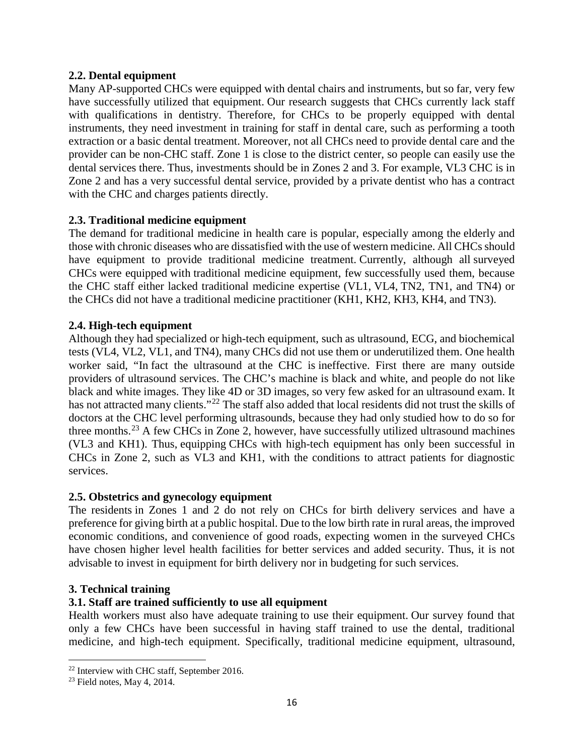### 2.2. Dental equipment

Many AP-supported CHCs were equipped with dental chairs and instruments, but so far, very few have successfully utilized that equipment. Our research suggests that CHCs currently lack staff with qualifications in dentistry. Therefore, for CHCs to be properly equipped with dental instruments, they need investment in training for staff in dental care, such as performing a tooth extraction or a basic dental treatment. Moreover, not all CHCs need to provide dental care and the provider can be non-CHC staff. Zone 1 is close to the district center, so people can easily use the dental services there. Thus, investments should be in Zones 2 and 3. For example, VL3 CHC is in Zone 2 and has a very successful dental service, provided by a private dentist who has a contract with the CHC and charges patients directly.

### 2.3. Traditional medicine equipment

The demand for traditional medicine in health care is popular, especially among the elderly and those with chronic diseases who are dissatisfied with the use of western medicine. All CHCs should have equipment to provide traditional medicine treatment. Currently, although all surveyed CHCs were equipped with traditional medicine equipment, few successfully used them, because the CHC staff either lacked traditional medicine expertise (VL1, VL4, TN2, TN1, and TN4) or the CHCs did not have a traditional medicine practitioner (KH1, KH2, KH3, KH4, and TN3).

### 2.4. High-tech equipment

Although they had specialized or high-tech equipment, such as ultrasound, ECG, and biochemical tests (VL4, VL2, VL1, and TN4), many CHCs did not use them or underutilized them. One health worker said, "In fact the ultrasound at the CHC is ineffective. First there are many outside providers of ultrasound services. The CHC's machine is black and white, and people do not like black and white images. They like 4D or 3D images, so very few asked for an ultrasound exam. It has not attracted many clients."[22] The staff also added that local residents did not trust the skills of doctors at the CHC level performing ultrasounds, because they had only studied how to do so for three months.[23] A few CHCs in Zone 2, however, have successfully utilized ultrasound machines (VL3 and KH1). Thus, equipping CHCs with high-tech equipment has only been successful in CHCs in Zone 2, such as VL3 and KH1, with the conditions to attract patients for diagnostic services.

### 2.5. Obstetrics and gynecology equipment

The residents in Zones 1 and 2 do not rely on CHCs for birth delivery services and have a preference for giving birth at a public hospital. Due to the low birth rate in rural areas, the improved economic conditions, and convenience of good roads, expecting women in the surveyed CHCs have chosen higher level health facilities for better services and added security. Thus, it is not advisable to invest in equipment for birth delivery nor in budgeting for such services.

## 3. Technical training

### 3.1. Staff are trained sufficiently to use all equipment

Health workers must also have adequate training to use their equipment. Our survey found that only a few CHCs have been successful in having staff trained to use the dental, traditional medicine, and high-tech equipment. Specifically, traditional medicine equipment, ultrasound,

---

[22] Interview with CHC staff, September 2016.

[23] Field notes, May 4, 2014.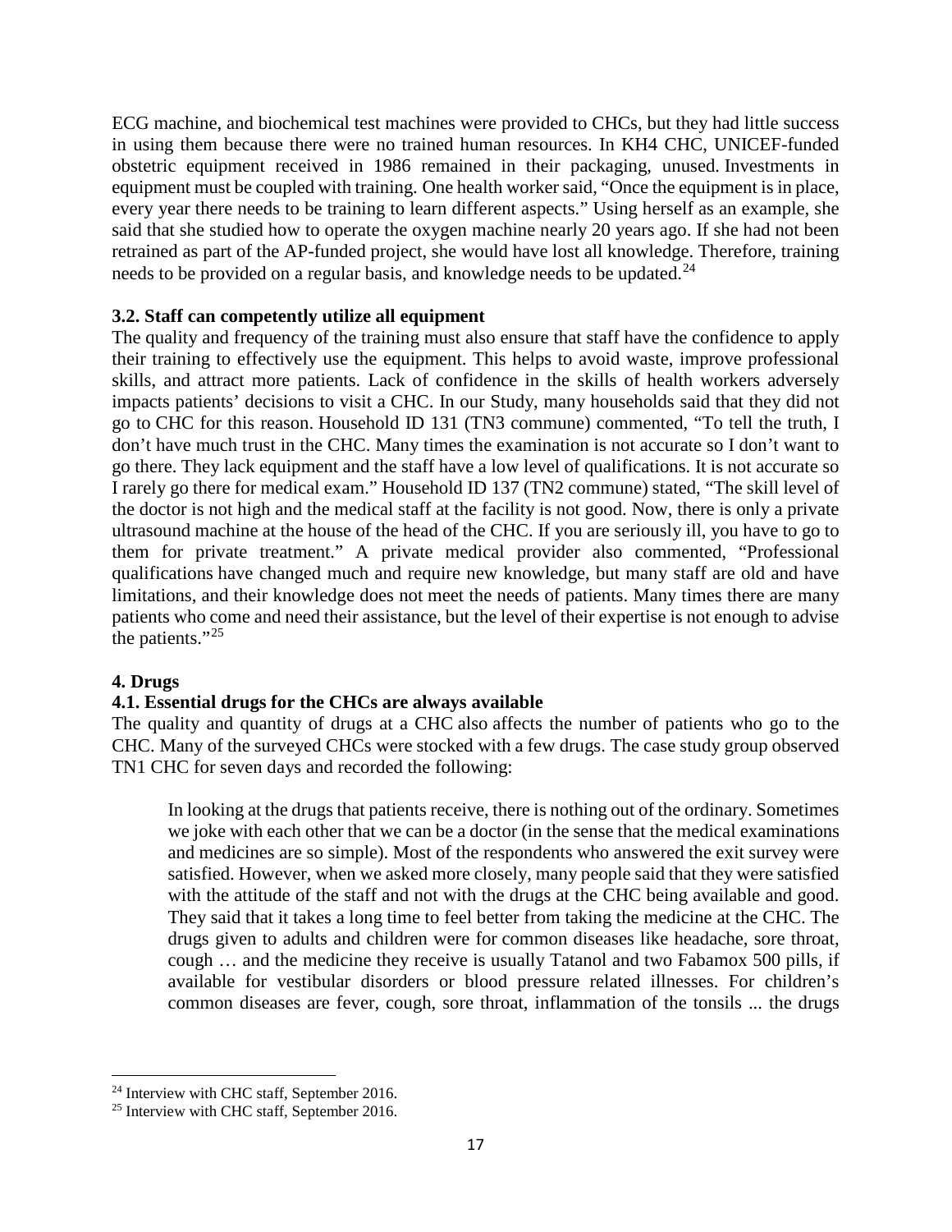ECG machine, and biochemical test machines were provided to CHCs, but they had little success in using them because there were no trained human resources. In KH4 CHC, UNICEF-funded obstetric equipment received in 1986 remained in their packaging, unused. Investments in equipment must be coupled with training. One health worker said, "Once the equipment is in place, every year there needs to be training to learn different aspects." Using herself as an example, she said that she studied how to operate the oxygen machine nearly 20 years ago. If she had not been retrained as part of the AP-funded project, she would have lost all knowledge. Therefore, training needs to be provided on a regular basis, and knowledge needs to be updated.[24]

### 3.2. Staff can competently utilize all equipment

The quality and frequency of the training must also ensure that staff have the confidence to apply their training to effectively use the equipment. This helps to avoid waste, improve professional skills, and attract more patients. Lack of confidence in the skills of health workers adversely impacts patients' decisions to visit a CHC. In our Study, many households said that they did not go to CHC for this reason. Household ID 131 (TN3 commune) commented, "To tell the truth, I don't have much trust in the CHC. Many times the examination is not accurate so I don't want to go there. They lack equipment and the staff have a low level of qualifications. It is not accurate so I rarely go there for medical exam." Household ID 137 (TN2 commune) stated, "The skill level of the doctor is not high and the medical staff at the facility is not good. Now, there is only a private ultrasound machine at the house of the head of the CHC. If you are seriously ill, you have to go to them for private treatment." A private medical provider also commented, "Professional qualifications have changed much and require new knowledge, but many staff are old and have limitations, and their knowledge does not meet the needs of patients. Many times there are many patients who come and need their assistance, but the level of their expertise is not enough to advise the patients."[25]

## 4. Drugs

### 4.1. Essential drugs for the CHCs are always available

The quality and quantity of drugs at a CHC also affects the number of patients who go to the CHC. Many of the surveyed CHCs were stocked with a few drugs. The case study group observed TN1 CHC for seven days and recorded the following:

> In looking at the drugs that patients receive, there is nothing out of the ordinary. Sometimes we joke with each other that we can be a doctor (in the sense that the medical examinations and medicines are so simple). Most of the respondents who answered the exit survey were satisfied. However, when we asked more closely, many people said that they were satisfied with the attitude of the staff and not with the drugs at the CHC being available and good. They said that it takes a long time to feel better from taking the medicine at the CHC. The drugs given to adults and children were for common diseases like headache, sore throat, cough … and the medicine they receive is usually Tatanol and two Fabamox 500 pills, if available for vestibular disorders or blood pressure related illnesses. For children's common diseases are fever, cough, sore throat, inflammation of the tonsils ... the drugs

[24] Interview with CHC staff, September 2016.

[25] Interview with CHC staff, September 2016.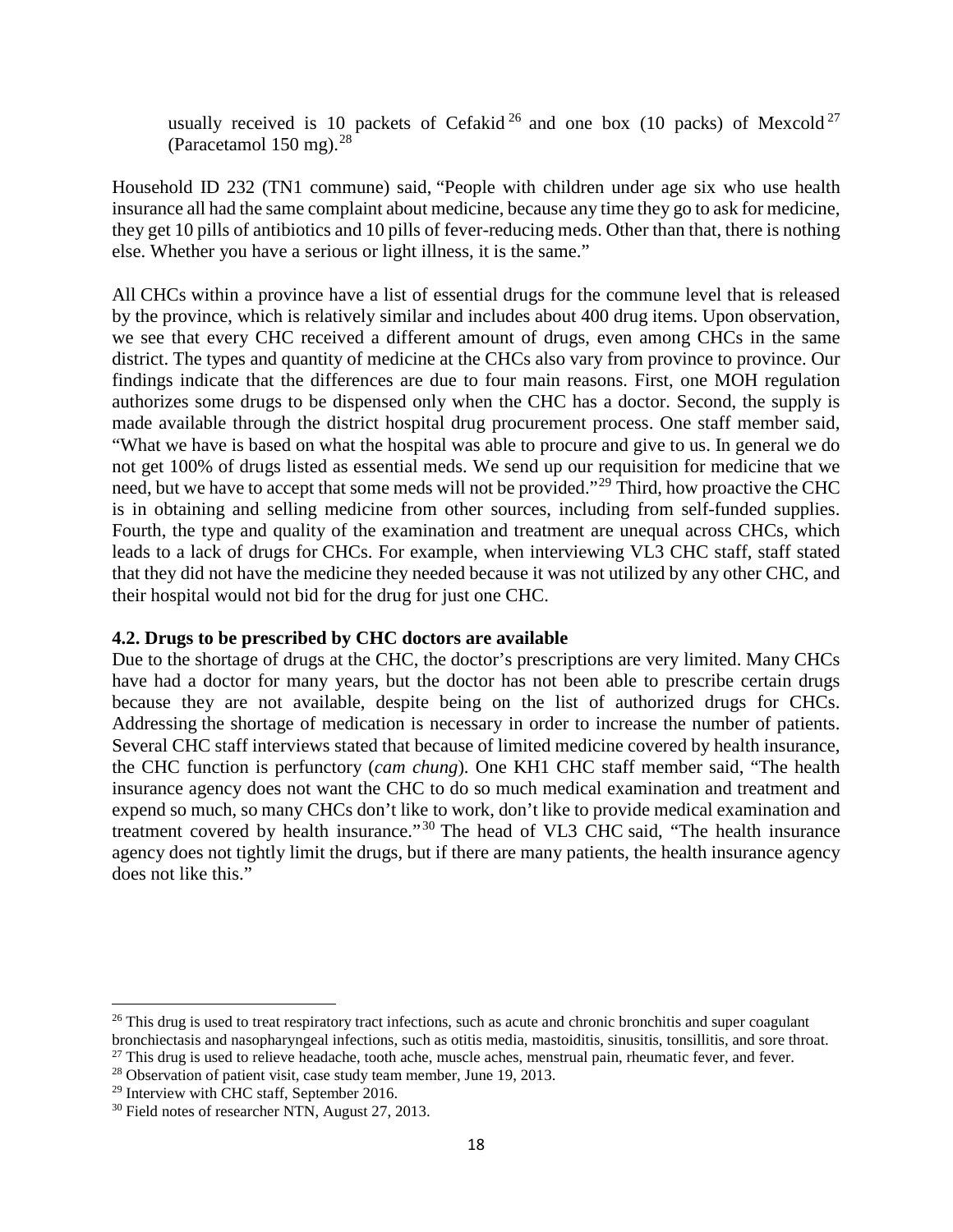usually received is 10 packets of Cefakid[26] and one box (10 packs) of Mexcold[27] (Paracetamol 150 mg).[28]

Household ID 232 (TN1 commune) said, "People with children under age six who use health insurance all had the same complaint about medicine, because any time they go to ask for medicine, they get 10 pills of antibiotics and 10 pills of fever-reducing meds. Other than that, there is nothing else. Whether you have a serious or light illness, it is the same."

All CHCs within a province have a list of essential drugs for the commune level that is released by the province, which is relatively similar and includes about 400 drug items. Upon observation, we see that every CHC received a different amount of drugs, even among CHCs in the same district. The types and quantity of medicine at the CHCs also vary from province to province. Our findings indicate that the differences are due to four main reasons. First, one MOH regulation authorizes some drugs to be dispensed only when the CHC has a doctor. Second, the supply is made available through the district hospital drug procurement process. One staff member said, "What we have is based on what the hospital was able to procure and give to us. In general we do not get 100% of drugs listed as essential meds. We send up our requisition for medicine that we need, but we have to accept that some meds will not be provided."[29] Third, how proactive the CHC is in obtaining and selling medicine from other sources, including from self-funded supplies. Fourth, the type and quality of the examination and treatment are unequal across CHCs, which leads to a lack of drugs for CHCs. For example, when interviewing VL3 CHC staff, staff stated that they did not have the medicine they needed because it was not utilized by any other CHC, and their hospital would not bid for the drug for just one CHC.

### 4.2. Drugs to be prescribed by CHC doctors are available

Due to the shortage of drugs at the CHC, the doctor's prescriptions are very limited. Many CHCs have had a doctor for many years, but the doctor has not been able to prescribe certain drugs because they are not available, despite being on the list of authorized drugs for CHCs. Addressing the shortage of medication is necessary in order to increase the number of patients. Several CHC staff interviews stated that because of limited medicine covered by health insurance, the CHC function is perfunctory (*cam chung*). One KH1 CHC staff member said, "The health insurance agency does not want the CHC to do so much medical examination and treatment and expend so much, so many CHCs don't like to work, don't like to provide medical examination and treatment covered by health insurance."[30] The head of VL3 CHC said, "The health insurance agency does not tightly limit the drugs, but if there are many patients, the health insurance agency does not like this."

---

[26] This drug is used to treat respiratory tract infections, such as acute and chronic bronchitis and super coagulant bronchiectasis and nasopharyngeal infections, such as otitis media, mastoiditis, sinusitis, tonsillitis, and sore throat.

[27] This drug is used to relieve headache, tooth ache, muscle aches, menstrual pain, rheumatic fever, and fever.

[28] Observation of patient visit, case study team member, June 19, 2013.

[29] Interview with CHC staff, September 2016.

[30] Field notes of researcher NTN, August 27, 2013.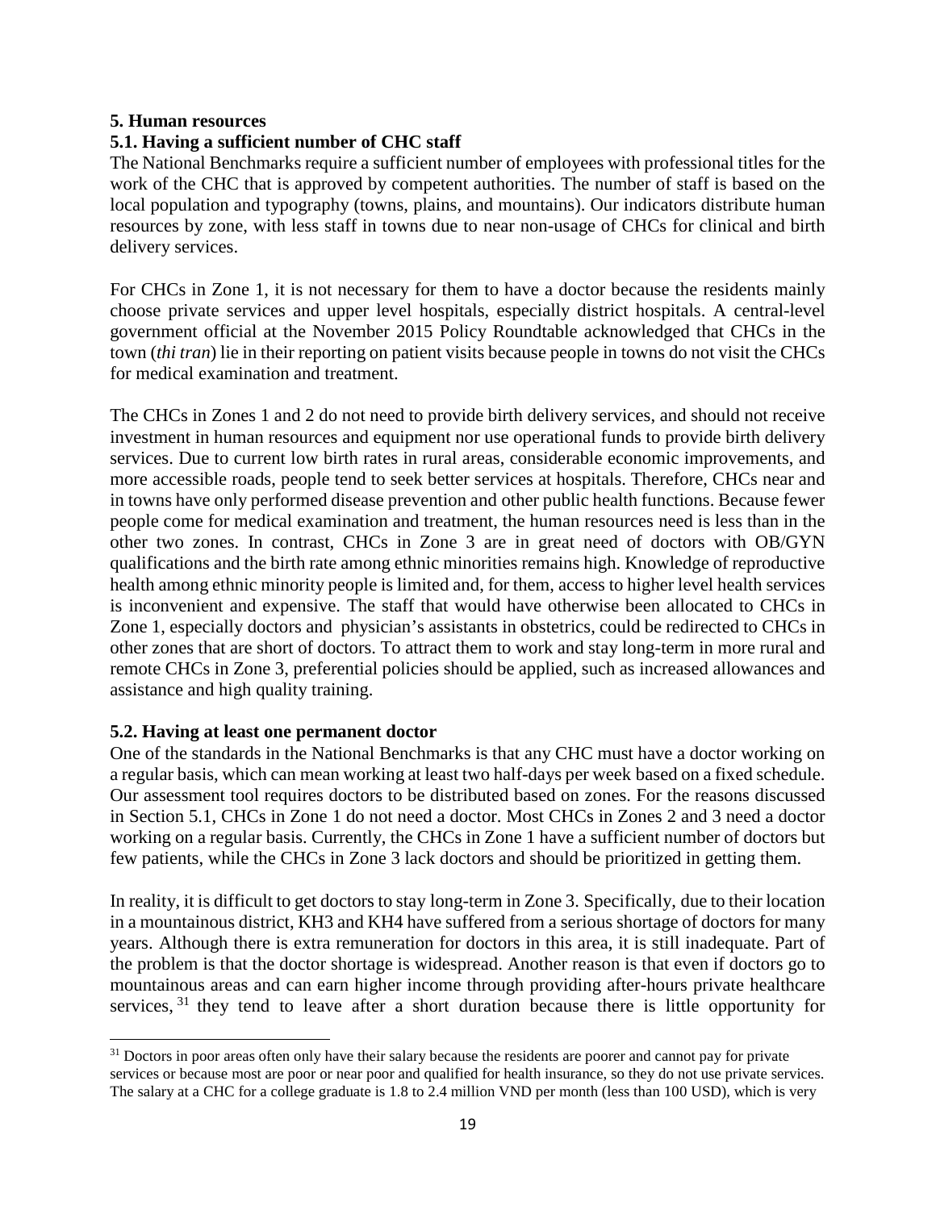## 5. Human resources

### 5.1. Having a sufficient number of CHC staff

The National Benchmarks require a sufficient number of employees with professional titles for the work of the CHC that is approved by competent authorities. The number of staff is based on the local population and typography (towns, plains, and mountains). Our indicators distribute human resources by zone, with less staff in towns due to near non-usage of CHCs for clinical and birth delivery services.

For CHCs in Zone 1, it is not necessary for them to have a doctor because the residents mainly choose private services and upper level hospitals, especially district hospitals. A central-level government official at the November 2015 Policy Roundtable acknowledged that CHCs in the town (*thi tran*) lie in their reporting on patient visits because people in towns do not visit the CHCs for medical examination and treatment.

The CHCs in Zones 1 and 2 do not need to provide birth delivery services, and should not receive investment in human resources and equipment nor use operational funds to provide birth delivery services. Due to current low birth rates in rural areas, considerable economic improvements, and more accessible roads, people tend to seek better services at hospitals. Therefore, CHCs near and in towns have only performed disease prevention and other public health functions. Because fewer people come for medical examination and treatment, the human resources need is less than in the other two zones. In contrast, CHCs in Zone 3 are in great need of doctors with OB/GYN qualifications and the birth rate among ethnic minorities remains high. Knowledge of reproductive health among ethnic minority people is limited and, for them, access to higher level health services is inconvenient and expensive. The staff that would have otherwise been allocated to CHCs in Zone 1, especially doctors and physician's assistants in obstetrics, could be redirected to CHCs in other zones that are short of doctors. To attract them to work and stay long-term in more rural and remote CHCs in Zone 3, preferential policies should be applied, such as increased allowances and assistance and high quality training.

### 5.2. Having at least one permanent doctor

One of the standards in the National Benchmarks is that any CHC must have a doctor working on a regular basis, which can mean working at least two half-days per week based on a fixed schedule. Our assessment tool requires doctors to be distributed based on zones. For the reasons discussed in Section 5.1, CHCs in Zone 1 do not need a doctor. Most CHCs in Zones 2 and 3 need a doctor working on a regular basis. Currently, the CHCs in Zone 1 have a sufficient number of doctors but few patients, while the CHCs in Zone 3 lack doctors and should be prioritized in getting them.

In reality, it is difficult to get doctors to stay long-term in Zone 3. Specifically, due to their location in a mountainous district, KH3 and KH4 have suffered from a serious shortage of doctors for many years. Although there is extra remuneration for doctors in this area, it is still inadequate. Part of the problem is that the doctor shortage is widespread. Another reason is that even if doctors go to mountainous areas and can earn higher income through providing after-hours private healthcare services,[31] they tend to leave after a short duration because there is little opportunity for

[31] Doctors in poor areas often only have their salary because the residents are poorer and cannot pay for private services or because most are poor or near poor and qualified for health insurance, so they do not use private services. The salary at a CHC for a college graduate is 1.8 to 2.4 million VND per month (less than 100 USD), which is very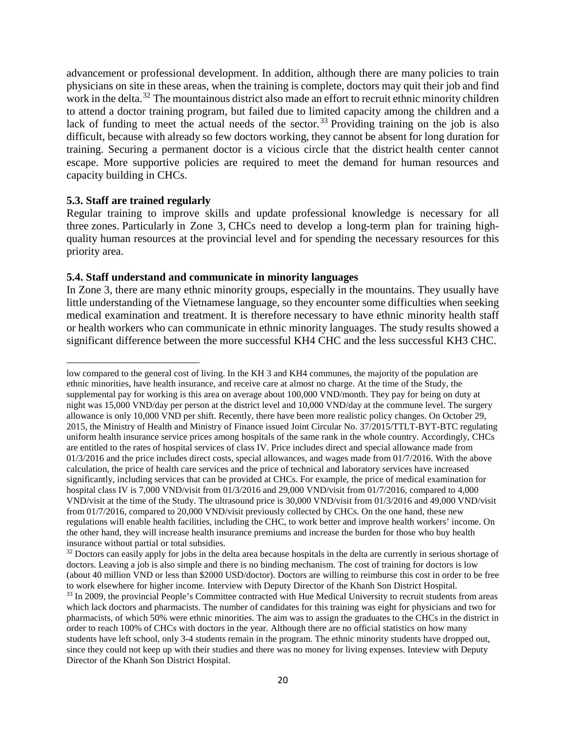advancement or professional development. In addition, although there are many policies to train physicians on site in these areas, when the training is complete, doctors may quit their job and find work in the delta.[32] The mountainous district also made an effort to recruit ethnic minority children to attend a doctor training program, but failed due to limited capacity among the children and a lack of funding to meet the actual needs of the sector.[33] Providing training on the job is also difficult, because with already so few doctors working, they cannot be absent for long duration for training. Securing a permanent doctor is a vicious circle that the district health center cannot escape. More supportive policies are required to meet the demand for human resources and capacity building in CHCs.

### 5.3. Staff are trained regularly

Regular training to improve skills and update professional knowledge is necessary for all three zones. Particularly in Zone 3, CHCs need to develop a long-term plan for training high-quality human resources at the provincial level and for spending the necessary resources for this priority area.

### 5.4. Staff understand and communicate in minority languages

In Zone 3, there are many ethnic minority groups, especially in the mountains. They usually have little understanding of the Vietnamese language, so they encounter some difficulties when seeking medical examination and treatment. It is therefore necessary to have ethnic minority health staff or health workers who can communicate in ethnic minority languages. The study results showed a significant difference between the more successful KH4 CHC and the less successful KH3 CHC.

---

low compared to the general cost of living. In the KH 3 and KH4 communes, the majority of the population are ethnic minorities, have health insurance, and receive care at almost no charge. At the time of the Study, the supplemental pay for working is this area on average about 100,000 VND/month. They pay for being on duty at night was 15,000 VND/day per person at the district level and 10,000 VND/day at the commune level. The surgery allowance is only 10,000 VND per shift. Recently, there have been more realistic policy changes. On October 29, 2015, the Ministry of Health and Ministry of Finance issued Joint Circular No. 37/2015/TTLT-BYT-BTC regulating uniform health insurance service prices among hospitals of the same rank in the whole country. Accordingly, CHCs are entitled to the rates of hospital services of class IV. Price includes direct and special allowance made from 01/3/2016 and the price includes direct costs, special allowances, and wages made from 01/7/2016. With the above calculation, the price of health care services and the price of technical and laboratory services have increased significantly, including services that can be provided at CHCs. For example, the price of medical examination for hospital class IV is 7,000 VND/visit from 01/3/2016 and 29,000 VND/visit from 01/7/2016, compared to 4,000 VND/visit at the time of the Study. The ultrasound price is 30,000 VND/visit from 01/3/2016 and 49,000 VND/visit from 01/7/2016, compared to 20,000 VND/visit previously collected by CHCs. On the one hand, these new regulations will enable health facilities, including the CHC, to work better and improve health workers' income. On the other hand, they will increase health insurance premiums and increase the burden for those who buy health insurance without partial or total subsidies.

[32] Doctors can easily apply for jobs in the delta area because hospitals in the delta are currently in serious shortage of doctors. Leaving a job is also simple and there is no binding mechanism. The cost of training for doctors is low (about 40 million VND or less than $2000 USD/doctor). Doctors are willing to reimburse this cost in order to be free to work elsewhere for higher income. Interview with Deputy Director of the Khanh Son District Hospital.

[33] In 2009, the provincial People's Committee contracted with Hue Medical University to recruit students from areas which lack doctors and pharmacists. The number of candidates for this training was eight for physicians and two for pharmacists, of which 50% were ethnic minorities. The aim was to assign the graduates to the CHCs in the district in order to reach 100% of CHCs with doctors in the year. Although there are no official statistics on how many students have left school, only 3-4 students remain in the program. The ethnic minority students have dropped out, since they could not keep up with their studies and there was no money for living expenses. Inteview with Deputy Director of the Khanh Son District Hospital.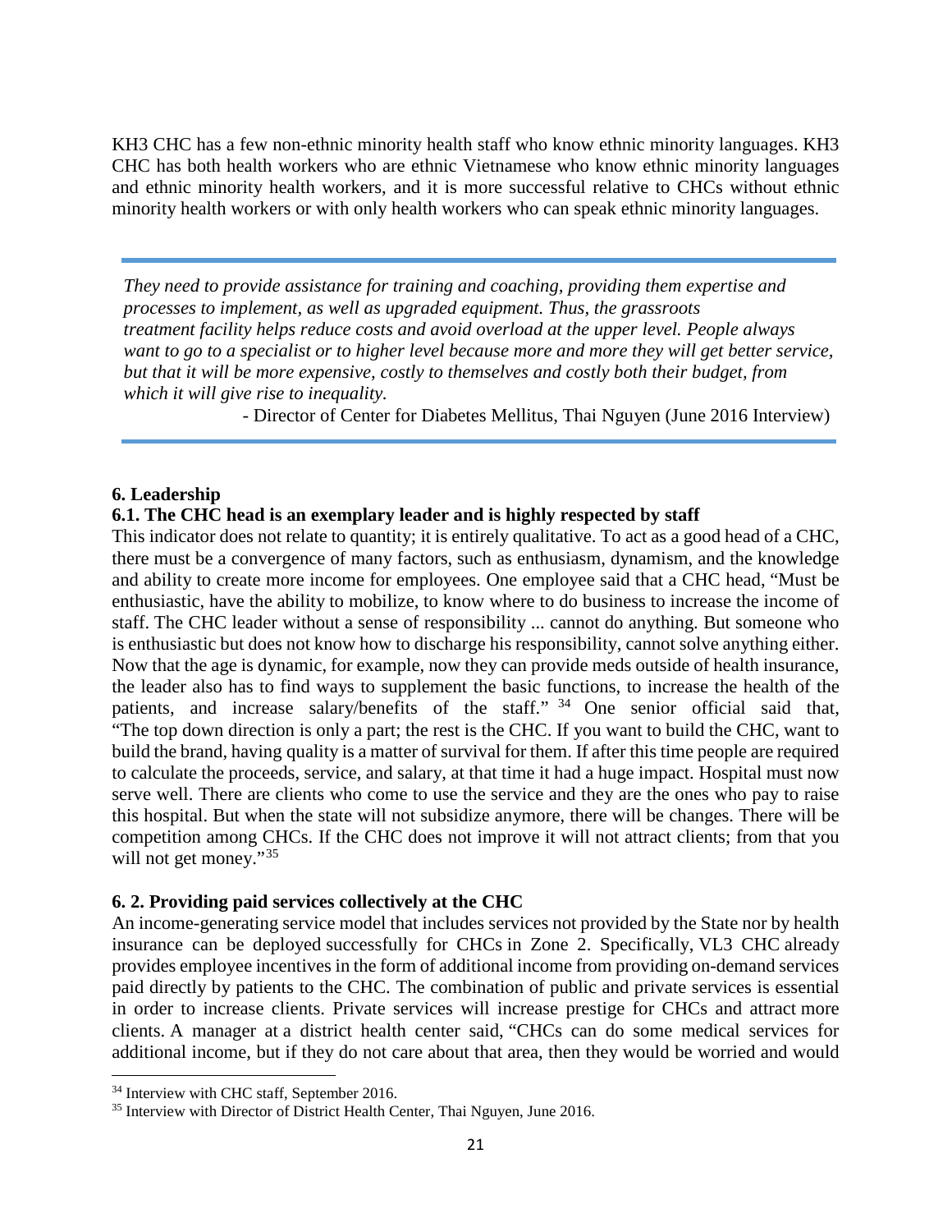KH3 CHC has a few non-ethnic minority health staff who know ethnic minority languages. KH3 CHC has both health workers who are ethnic Vietnamese who know ethnic minority languages and ethnic minority health workers, and it is more successful relative to CHCs without ethnic minority health workers or with only health workers who can speak ethnic minority languages.

> *They need to provide assistance for training and coaching, providing them expertise and processes to implement, as well as upgraded equipment. Thus, the grassroots treatment facility helps reduce costs and avoid overload at the upper level. People always want to go to a specialist or to higher level because more and more they will get better service, but that it will be more expensive, costly to themselves and costly both their budget, from which it will give rise to inequality.*
>
> - Director of Center for Diabetes Mellitus, Thai Nguyen (June 2016 Interview)

### 6. Leadership

#### 6.1. The CHC head is an exemplary leader and is highly respected by staff

This indicator does not relate to quantity; it is entirely qualitative. To act as a good head of a CHC, there must be a convergence of many factors, such as enthusiasm, dynamism, and the knowledge and ability to create more income for employees. One employee said that a CHC head, "Must be enthusiastic, have the ability to mobilize, to know where to do business to increase the income of staff. The CHC leader without a sense of responsibility ... cannot do anything. But someone who is enthusiastic but does not know how to discharge his responsibility, cannot solve anything either. Now that the age is dynamic, for example, now they can provide meds outside of health insurance, the leader also has to find ways to supplement the basic functions, to increase the health of the patients, and increase salary/benefits of the staff." [34] One senior official said that, "The top down direction is only a part; the rest is the CHC. If you want to build the CHC, want to build the brand, having quality is a matter of survival for them. If after this time people are required to calculate the proceeds, service, and salary, at that time it had a huge impact. Hospital must now serve well. There are clients who come to use the service and they are the ones who pay to raise this hospital. But when the state will not subsidize anymore, there will be changes. There will be competition among CHCs. If the CHC does not improve it will not attract clients; from that you will not get money."[35]

#### 6. 2. Providing paid services collectively at the CHC

An income-generating service model that includes services not provided by the State nor by health insurance can be deployed successfully for CHCs in Zone 2. Specifically, VL3 CHC already provides employee incentives in the form of additional income from providing on-demand services paid directly by patients to the CHC. The combination of public and private services is essential in order to increase clients. Private services will increase prestige for CHCs and attract more clients. A manager at a district health center said, "CHCs can do some medical services for additional income, but if they do not care about that area, then they would be worried and would

---

[34] Interview with CHC staff, September 2016.

[35] Interview with Director of District Health Center, Thai Nguyen, June 2016.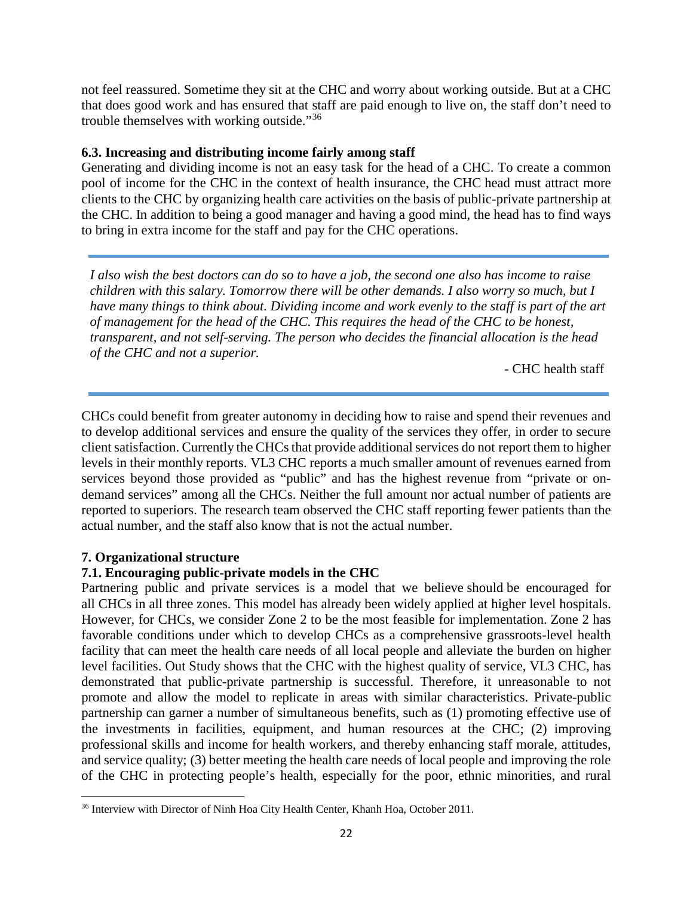not feel reassured. Sometime they sit at the CHC and worry about working outside. But at a CHC that does good work and has ensured that staff are paid enough to live on, the staff don't need to trouble themselves with working outside."[36]

### 6.3. Increasing and distributing income fairly among staff

Generating and dividing income is not an easy task for the head of a CHC. To create a common pool of income for the CHC in the context of health insurance, the CHC head must attract more clients to the CHC by organizing health care activities on the basis of public-private partnership at the CHC. In addition to being a good manager and having a good mind, the head has to find ways to bring in extra income for the staff and pay for the CHC operations.

> *I also wish the best doctors can do so to have a job, the second one also has income to raise children with this salary. Tomorrow there will be other demands. I also worry so much, but I have many things to think about. Dividing income and work evenly to the staff is part of the art of management for the head of the CHC. This requires the head of the CHC to be honest, transparent, and not self-serving. The person who decides the financial allocation is the head of the CHC and not a superior.*
>
> \- CHC health staff

CHCs could benefit from greater autonomy in deciding how to raise and spend their revenues and to develop additional services and ensure the quality of the services they offer, in order to secure client satisfaction. Currently the CHCs that provide additional services do not report them to higher levels in their monthly reports. VL3 CHC reports a much smaller amount of revenues earned from services beyond those provided as "public" and has the highest revenue from "private or on-demand services" among all the CHCs. Neither the full amount nor actual number of patients are reported to superiors. The research team observed the CHC staff reporting fewer patients than the actual number, and the staff also know that is not the actual number.

## 7. Organizational structure

### 7.1. Encouraging public-private models in the CHC

Partnering public and private services is a model that we believe should be encouraged for all CHCs in all three zones. This model has already been widely applied at higher level hospitals. However, for CHCs, we consider Zone 2 to be the most feasible for implementation. Zone 2 has favorable conditions under which to develop CHCs as a comprehensive grassroots-level health facility that can meet the health care needs of all local people and alleviate the burden on higher level facilities. Out Study shows that the CHC with the highest quality of service, VL3 CHC, has demonstrated that public-private partnership is successful. Therefore, it unreasonable to not promote and allow the model to replicate in areas with similar characteristics. Private-public partnership can garner a number of simultaneous benefits, such as (1) promoting effective use of the investments in facilities, equipment, and human resources at the CHC; (2) improving professional skills and income for health workers, and thereby enhancing staff morale, attitudes, and service quality; (3) better meeting the health care needs of local people and improving the role of the CHC in protecting people's health, especially for the poor, ethnic minorities, and rural

[36] Interview with Director of Ninh Hoa City Health Center, Khanh Hoa, October 2011.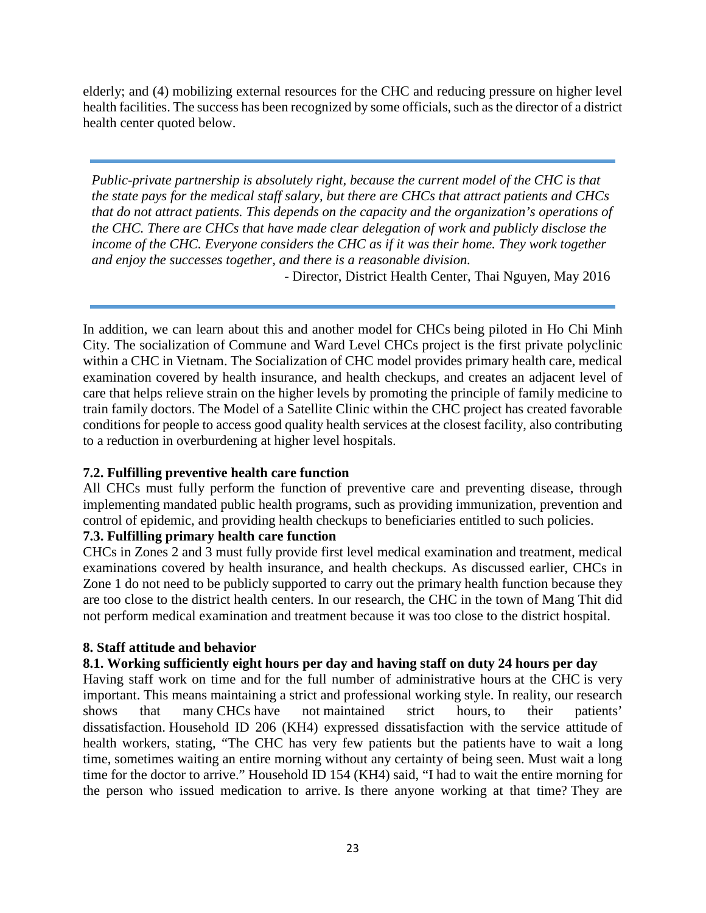elderly; and (4) mobilizing external resources for the CHC and reducing pressure on higher level health facilities. The success has been recognized by some officials, such as the director of a district health center quoted below.

> *Public-private partnership is absolutely right, because the current model of the CHC is that the state pays for the medical staff salary, but there are CHCs that attract patients and CHCs that do not attract patients. This depends on the capacity and the organization's operations of the CHC. There are CHCs that have made clear delegation of work and publicly disclose the income of the CHC. Everyone considers the CHC as if it was their home. They work together and enjoy the successes together, and there is a reasonable division.*
>
> \- Director, District Health Center, Thai Nguyen, May 2016

In addition, we can learn about this and another model for CHCs being piloted in Ho Chi Minh City. The socialization of Commune and Ward Level CHCs project is the first private polyclinic within a CHC in Vietnam. The Socialization of CHC model provides primary health care, medical examination covered by health insurance, and health checkups, and creates an adjacent level of care that helps relieve strain on the higher levels by promoting the principle of family medicine to train family doctors. The Model of a Satellite Clinic within the CHC project has created favorable conditions for people to access good quality health services at the closest facility, also contributing to a reduction in overburdening at higher level hospitals.

### 7.2. Fulfilling preventive health care function

All CHCs must fully perform the function of preventive care and preventing disease, through implementing mandated public health programs, such as providing immunization, prevention and control of epidemic, and providing health checkups to beneficiaries entitled to such policies.

### 7.3. Fulfilling primary health care function

CHCs in Zones 2 and 3 must fully provide first level medical examination and treatment, medical examinations covered by health insurance, and health checkups. As discussed earlier, CHCs in Zone 1 do not need to be publicly supported to carry out the primary health function because they are too close to the district health centers. In our research, the CHC in the town of Mang Thit did not perform medical examination and treatment because it was too close to the district hospital.

## 8. Staff attitude and behavior

### 8.1. Working sufficiently eight hours per day and having staff on duty 24 hours per day

Having staff work on time and for the full number of administrative hours at the CHC is very important. This means maintaining a strict and professional working style. In reality, our research shows that many CHCs have not maintained strict hours, to their patients' dissatisfaction. Household ID 206 (KH4) expressed dissatisfaction with the service attitude of health workers, stating, "The CHC has very few patients but the patients have to wait a long time, sometimes waiting an entire morning without any certainty of being seen. Must wait a long time for the doctor to arrive." Household ID 154 (KH4) said, "I had to wait the entire morning for the person who issued medication to arrive. Is there anyone working at that time? They are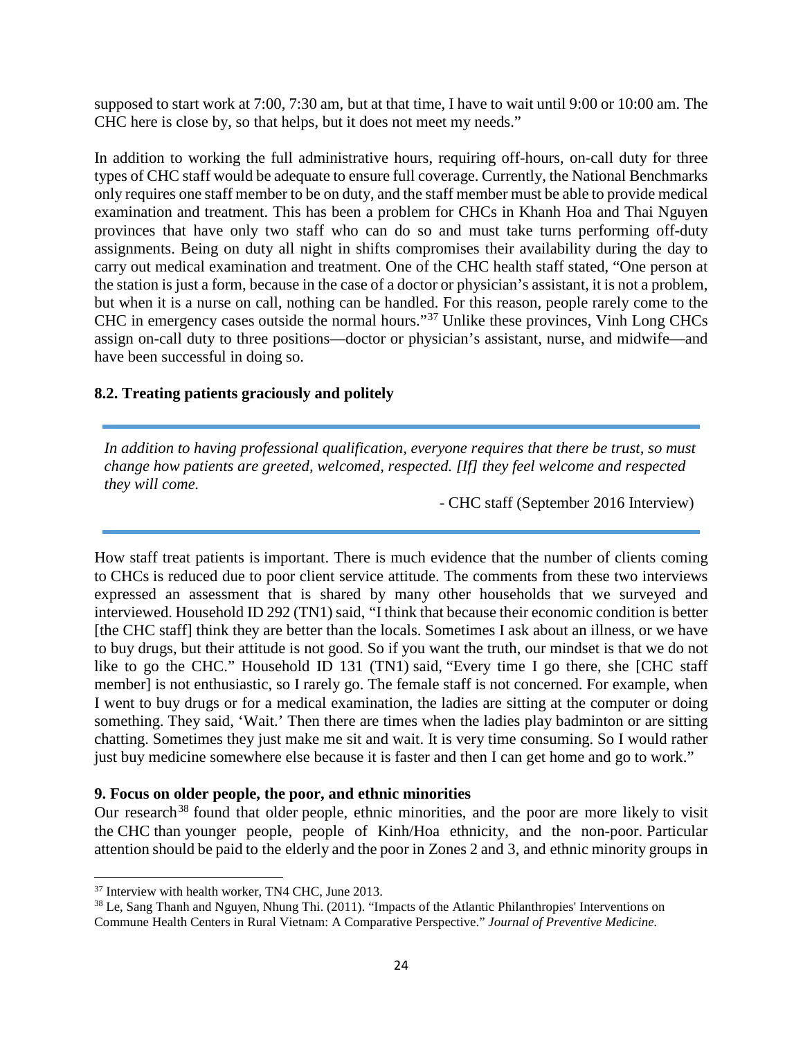supposed to start work at 7:00, 7:30 am, but at that time, I have to wait until 9:00 or 10:00 am. The CHC here is close by, so that helps, but it does not meet my needs."

In addition to working the full administrative hours, requiring off-hours, on-call duty for three types of CHC staff would be adequate to ensure full coverage. Currently, the National Benchmarks only requires one staff member to be on duty, and the staff member must be able to provide medical examination and treatment. This has been a problem for CHCs in Khanh Hoa and Thai Nguyen provinces that have only two staff who can do so and must take turns performing off-duty assignments. Being on duty all night in shifts compromises their availability during the day to carry out medical examination and treatment. One of the CHC health staff stated, "One person at the station is just a form, because in the case of a doctor or physician's assistant, it is not a problem, but when it is a nurse on call, nothing can be handled. For this reason, people rarely come to the CHC in emergency cases outside the normal hours."[37] Unlike these provinces, Vinh Long CHCs assign on-call duty to three positions—doctor or physician's assistant, nurse, and midwife—and have been successful in doing so.

### 8.2. Treating patients graciously and politely

> *In addition to having professional qualification, everyone requires that there be trust, so must change how patients are greeted, welcomed, respected. [If] they feel welcome and respected they will come.*
>
> - CHC staff (September 2016 Interview)

How staff treat patients is important. There is much evidence that the number of clients coming to CHCs is reduced due to poor client service attitude. The comments from these two interviews expressed an assessment that is shared by many other households that we surveyed and interviewed. Household ID 292 (TN1) said, "I think that because their economic condition is better [the CHC staff] think they are better than the locals. Sometimes I ask about an illness, or we have to buy drugs, but their attitude is not good. So if you want the truth, our mindset is that we do not like to go the CHC." Household ID 131 (TN1) said, "Every time I go there, she [CHC staff member] is not enthusiastic, so I rarely go. The female staff is not concerned. For example, when I went to buy drugs or for a medical examination, the ladies are sitting at the computer or doing something. They said, 'Wait.' Then there are times when the ladies play badminton or are sitting chatting. Sometimes they just make me sit and wait. It is very time consuming. So I would rather just buy medicine somewhere else because it is faster and then I can get home and go to work."

## 9. Focus on older people, the poor, and ethnic minorities

Our research[38] found that older people, ethnic minorities, and the poor are more likely to visit the CHC than younger people, people of Kinh/Hoa ethnicity, and the non-poor. Particular attention should be paid to the elderly and the poor in Zones 2 and 3, and ethnic minority groups in

---

[37] Interview with health worker, TN4 CHC, June 2013.

[38] Le, Sang Thanh and Nguyen, Nhung Thi. (2011). "Impacts of the Atlantic Philanthropies' Interventions on Commune Health Centers in Rural Vietnam: A Comparative Perspective." *Journal of Preventive Medicine.*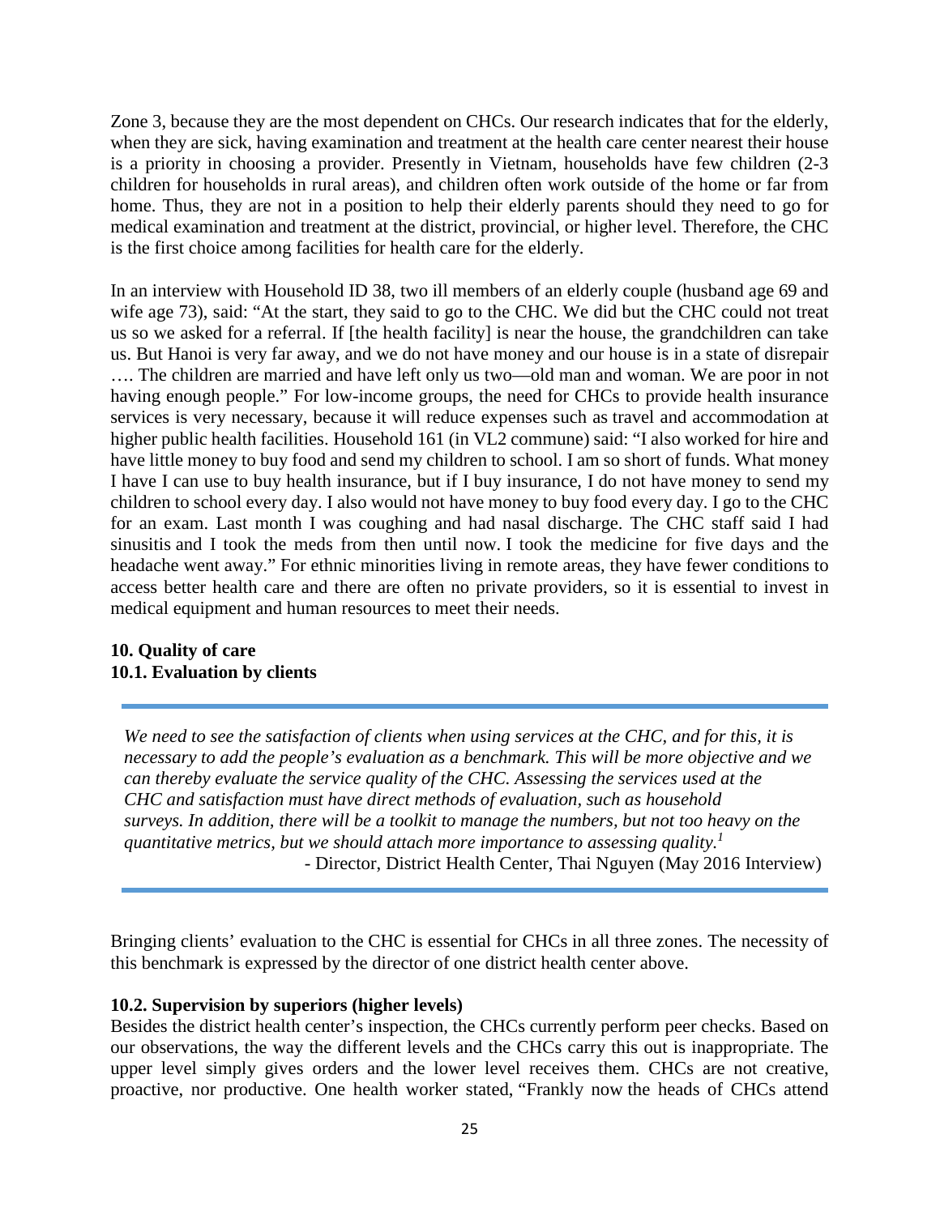Zone 3, because they are the most dependent on CHCs. Our research indicates that for the elderly, when they are sick, having examination and treatment at the health care center nearest their house is a priority in choosing a provider. Presently in Vietnam, households have few children (2-3 children for households in rural areas), and children often work outside of the home or far from home. Thus, they are not in a position to help their elderly parents should they need to go for medical examination and treatment at the district, provincial, or higher level. Therefore, the CHC is the first choice among facilities for health care for the elderly.

In an interview with Household ID 38, two ill members of an elderly couple (husband age 69 and wife age 73), said: "At the start, they said to go to the CHC. We did but the CHC could not treat us so we asked for a referral. If [the health facility] is near the house, the grandchildren can take us. But Hanoi is very far away, and we do not have money and our house is in a state of disrepair …. The children are married and have left only us two—old man and woman. We are poor in not having enough people." For low-income groups, the need for CHCs to provide health insurance services is very necessary, because it will reduce expenses such as travel and accommodation at higher public health facilities. Household 161 (in VL2 commune) said: "I also worked for hire and have little money to buy food and send my children to school. I am so short of funds. What money I have I can use to buy health insurance, but if I buy insurance, I do not have money to send my children to school every day. I also would not have money to buy food every day. I go to the CHC for an exam. Last month I was coughing and had nasal discharge. The CHC staff said I had sinusitis and I took the meds from then until now. I took the medicine for five days and the headache went away." For ethnic minorities living in remote areas, they have fewer conditions to access better health care and there are often no private providers, so it is essential to invest in medical equipment and human resources to meet their needs.

## 10. Quality of care

### 10.1. Evaluation by clients

> *We need to see the satisfaction of clients when using services at the CHC, and for this, it is necessary to add the people's evaluation as a benchmark. This will be more objective and we can thereby evaluate the service quality of the CHC. Assessing the services used at the CHC and satisfaction must have direct methods of evaluation, such as household surveys. In addition, there will be a toolkit to manage the numbers, but not too heavy on the quantitative metrics, but we should attach more importance to assessing quality.*[1]
>
> \- Director, District Health Center, Thai Nguyen (May 2016 Interview)

Bringing clients' evaluation to the CHC is essential for CHCs in all three zones. The necessity of this benchmark is expressed by the director of one district health center above.

### 10.2. Supervision by superiors (higher levels)

Besides the district health center's inspection, the CHCs currently perform peer checks. Based on our observations, the way the different levels and the CHCs carry this out is inappropriate. The upper level simply gives orders and the lower level receives them. CHCs are not creative, proactive, nor productive. One health worker stated, "Frankly now the heads of CHCs attend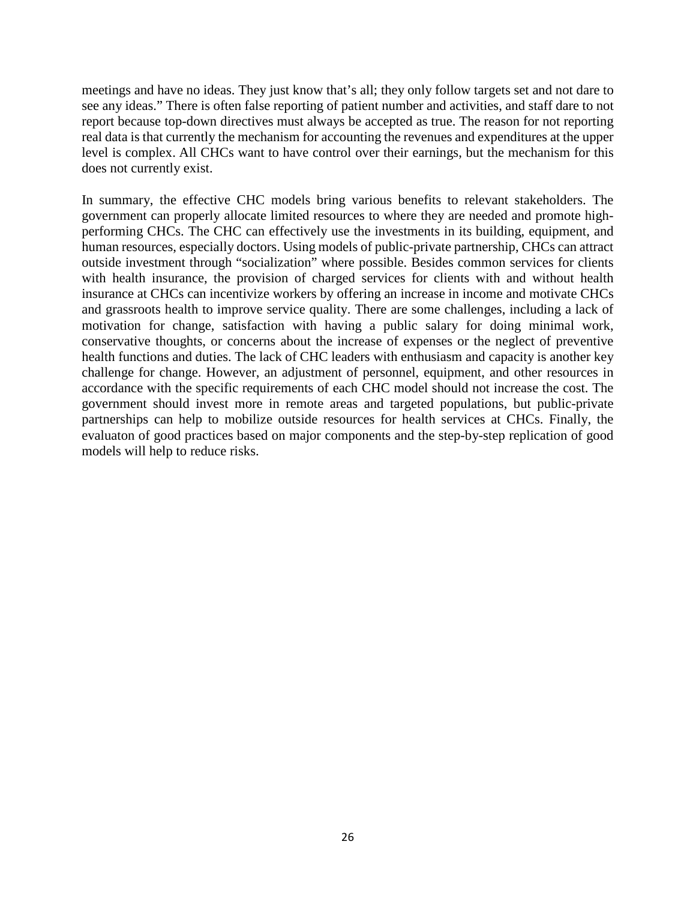meetings and have no ideas. They just know that's all; they only follow targets set and not dare to see any ideas." There is often false reporting of patient number and activities, and staff dare to not report because top-down directives must always be accepted as true. The reason for not reporting real data is that currently the mechanism for accounting the revenues and expenditures at the upper level is complex. All CHCs want to have control over their earnings, but the mechanism for this does not currently exist.

In summary, the effective CHC models bring various benefits to relevant stakeholders. The government can properly allocate limited resources to where they are needed and promote high-performing CHCs. The CHC can effectively use the investments in its building, equipment, and human resources, especially doctors. Using models of public-private partnership, CHCs can attract outside investment through "socialization" where possible. Besides common services for clients with health insurance, the provision of charged services for clients with and without health insurance at CHCs can incentivize workers by offering an increase in income and motivate CHCs and grassroots health to improve service quality. There are some challenges, including a lack of motivation for change, satisfaction with having a public salary for doing minimal work, conservative thoughts, or concerns about the increase of expenses or the neglect of preventive health functions and duties. The lack of CHC leaders with enthusiasm and capacity is another key challenge for change. However, an adjustment of personnel, equipment, and other resources in accordance with the specific requirements of each CHC model should not increase the cost. The government should invest more in remote areas and targeted populations, but public-private partnerships can help to mobilize outside resources for health services at CHCs. Finally, the evaluaton of good practices based on major components and the step-by-step replication of good models will help to reduce risks.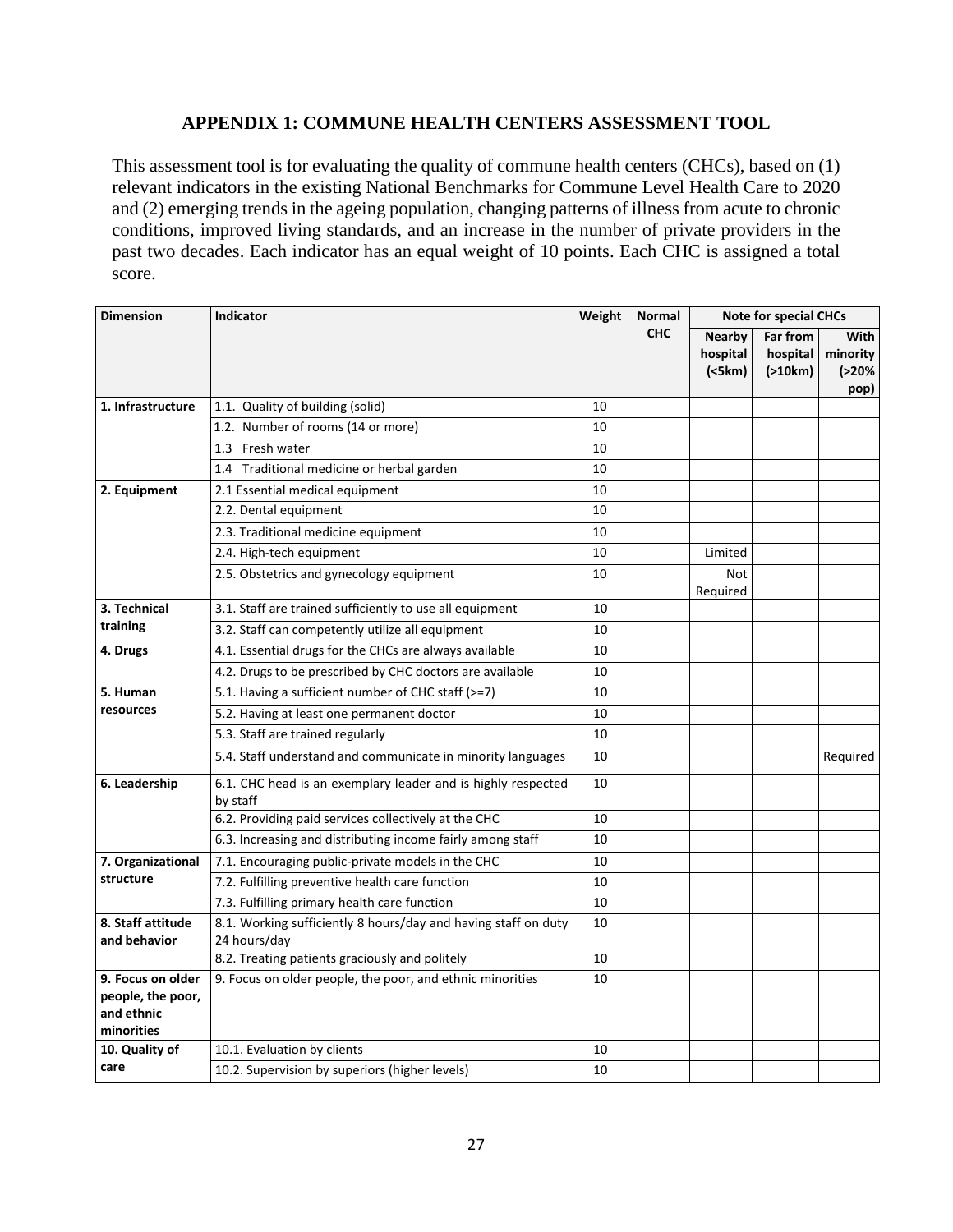## APPENDIX 1: COMMUNE HEALTH CENTERS ASSESSMENT TOOL

This assessment tool is for evaluating the quality of commune health centers (CHCs), based on (1) relevant indicators in the existing National Benchmarks for Commune Level Health Care to 2020 and (2) emerging trends in the ageing population, changing patterns of illness from acute to chronic conditions, improved living standards, and an increase in the number of private providers in the past two decades. Each indicator has an equal weight of 10 points. Each CHC is assigned a total score.

| Dimension | Indicator | Weight | Normal CHC | Note for special CHCs | | |
|---|---|---|---|---|---|---|
| | | | | Nearby hospital (<5km) | Far from hospital (>10km) | With minority (>20% pop) |
| 1. Infrastructure | 1.1. Quality of building (solid) | 10 | | | | |
| | 1.2. Number of rooms (14 or more) | 10 | | | | |
| | 1.3 Fresh water | 10 | | | | |
| | 1.4 Traditional medicine or herbal garden | 10 | | | | |
| 2. Equipment | 2.1 Essential medical equipment | 10 | | | | |
| | 2.2. Dental equipment | 10 | | | | |
| | 2.3. Traditional medicine equipment | 10 | | | | |
| | 2.4. High-tech equipment | 10 | | Limited | | |
| | 2.5. Obstetrics and gynecology equipment | 10 | | Not Required | | |
| 3. Technical training | 3.1. Staff are trained sufficiently to use all equipment | 10 | | | | |
| | 3.2. Staff can competently utilize all equipment | 10 | | | | |
| 4. Drugs | 4.1. Essential drugs for the CHCs are always available | 10 | | | | |
| | 4.2. Drugs to be prescribed by CHC doctors are available | 10 | | | | |
| 5. Human resources | 5.1. Having a sufficient number of CHC staff (>=7) | 10 | | | | |
| | 5.2. Having at least one permanent doctor | 10 | | | | |
| | 5.3. Staff are trained regularly | 10 | | | | |
| | 5.4. Staff understand and communicate in minority languages | 10 | | | | Required |
| 6. Leadership | 6.1. CHC head is an exemplary leader and is highly respected by staff | 10 | | | | |
| | 6.2. Providing paid services collectively at the CHC | 10 | | | | |
| | 6.3. Increasing and distributing income fairly among staff | 10 | | | | |
| 7. Organizational structure | 7.1. Encouraging public-private models in the CHC | 10 | | | | |
| | 7.2. Fulfilling preventive health care function | 10 | | | | |
| | 7.3. Fulfilling primary health care function | 10 | | | | |
| 8. Staff attitude and behavior | 8.1. Working sufficiently 8 hours/day and having staff on duty 24 hours/day | 10 | | | | |
| | 8.2. Treating patients graciously and politely | 10 | | | | |
| 9. Focus on older people, the poor, and ethnic minorities | 9. Focus on older people, the poor, and ethnic minorities | 10 | | | | |
| 10. Quality of care | 10.1. Evaluation by clients | 10 | | | | |
| | 10.2. Supervision by superiors (higher levels) | 10 | | | | |